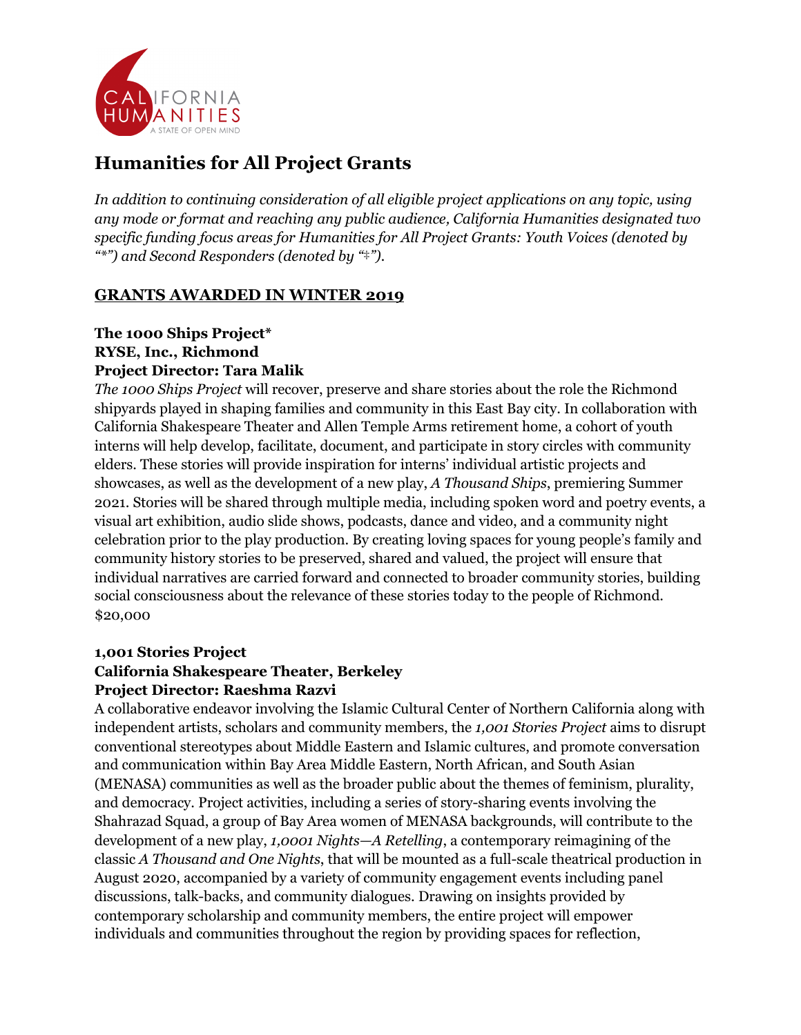# Humanities for All Project Grants

*In addition to continuing consideration of all eligible project applications on any topic, using any mode or format and reaching any public audience, California Humanities designated two specific funding focus areas for Humanities for All Project Grants: Youth Voices (denoted by "*") and Second Responders (denoted by "+").*

## GRANTS AWARDED IN WINTER 2019

**The 1000 Ships Project***
**RYSE, Inc., Richmond**
**Project Director: Tara Malik**

*The 1000 Ships Project* will recover, preserve and share stories about the role the Richmond shipyards played in shaping families and community in this East Bay city. In collaboration with California Shakespeare Theater and Allen Temple Arms retirement home, a cohort of youth interns will help develop, facilitate, document, and participate in story circles with community elders. These stories will provide inspiration for interns' individual artistic projects and showcases, as well as the development of a new play, *A Thousand Ships*, premiering Summer 2021. Stories will be shared through multiple media, including spoken word and poetry events, a visual art exhibition, audio slide shows, podcasts, dance and video, and a community night celebration prior to the play production. By creating loving spaces for young people's family and community history stories to be preserved, shared and valued, the project will ensure that individual narratives are carried forward and connected to broader community stories, building social consciousness about the relevance of these stories today to the people of Richmond.
$20,000

**1,001 Stories Project**
**California Shakespeare Theater, Berkeley**
**Project Director: Raeshma Razvi**

A collaborative endeavor involving the Islamic Cultural Center of Northern California along with independent artists, scholars and community members, the *1,001 Stories Project* aims to disrupt conventional stereotypes about Middle Eastern and Islamic cultures, and promote conversation and communication within Bay Area Middle Eastern, North African, and South Asian (MENASA) communities as well as the broader public about the themes of feminism, plurality, and democracy. Project activities, including a series of story-sharing events involving the Shahrazad Squad, a group of Bay Area women of MENASA backgrounds, will contribute to the development of a new play, *1,0001 Nights—A Retelling*, a contemporary reimagining of the classic *A Thousand and One Nights*, that will be mounted as a full-scale theatrical production in August 2020, accompanied by a variety of community engagement events including panel discussions, talk-backs, and community dialogues. Drawing on insights provided by contemporary scholarship and community members, the entire project will empower individuals and communities throughout the region by providing spaces for reflection,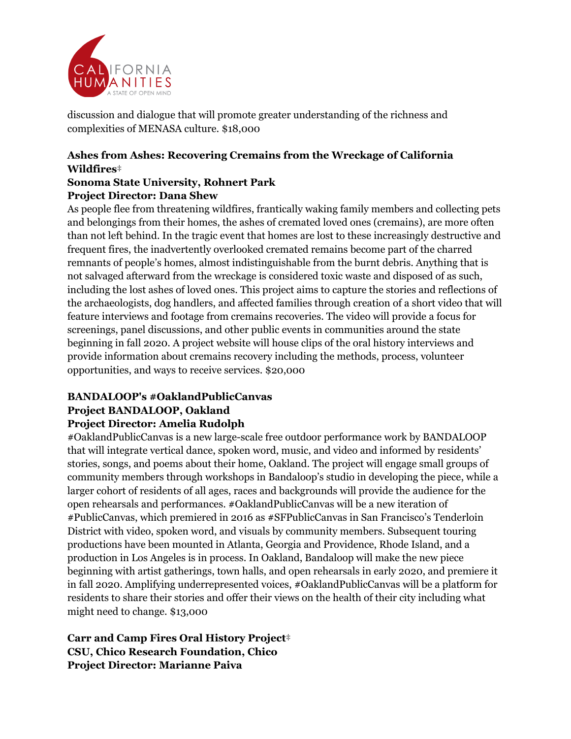discussion and dialogue that will promote greater understanding of the richness and complexities of MENASA culture. $18,000

**Ashes from Ashes: Recovering Cremains from the Wreckage of California Wildfires‡**
**Sonoma State University, Rohnert Park**
**Project Director: Dana Shew**

As people flee from threatening wildfires, frantically waking family members and collecting pets and belongings from their homes, the ashes of cremated loved ones (cremains), are more often than not left behind. In the tragic event that homes are lost to these increasingly destructive and frequent fires, the inadvertently overlooked cremated remains become part of the charred remnants of people's homes, almost indistinguishable from the burnt debris. Anything that is not salvaged afterward from the wreckage is considered toxic waste and disposed of as such, including the lost ashes of loved ones. This project aims to capture the stories and reflections of the archaeologists, dog handlers, and affected families through creation of a short video that will feature interviews and footage from cremains recoveries. The video will provide a focus for screenings, panel discussions, and other public events in communities around the state beginning in fall 2020. A project website will house clips of the oral history interviews and provide information about cremains recovery including the methods, process, volunteer opportunities, and ways to receive services. $20,000

**BANDALOOP's #OaklandPublicCanvas**
**Project BANDALOOP, Oakland**
**Project Director: Amelia Rudolph**

#OaklandPublicCanvas is a new large-scale free outdoor performance work by BANDALOOP that will integrate vertical dance, spoken word, music, and video and informed by residents' stories, songs, and poems about their home, Oakland. The project will engage small groups of community members through workshops in Bandaloop's studio in developing the piece, while a larger cohort of residents of all ages, races and backgrounds will provide the audience for the open rehearsals and performances. #OaklandPublicCanvas will be a new iteration of #PublicCanvas, which premiered in 2016 as #SFPublicCanvas in San Francisco's Tenderloin District with video, spoken word, and visuals by community members. Subsequent touring productions have been mounted in Atlanta, Georgia and Providence, Rhode Island, and a production in Los Angeles is in process. In Oakland, Bandaloop will make the new piece beginning with artist gatherings, town halls, and open rehearsals in early 2020, and premiere it in fall 2020. Amplifying underrepresented voices, #OaklandPublicCanvas will be a platform for residents to share their stories and offer their views on the health of their city including what might need to change. $13,000

**Carr and Camp Fires Oral History Project‡**
**CSU, Chico Research Foundation, Chico**
**Project Director: Marianne Paiva**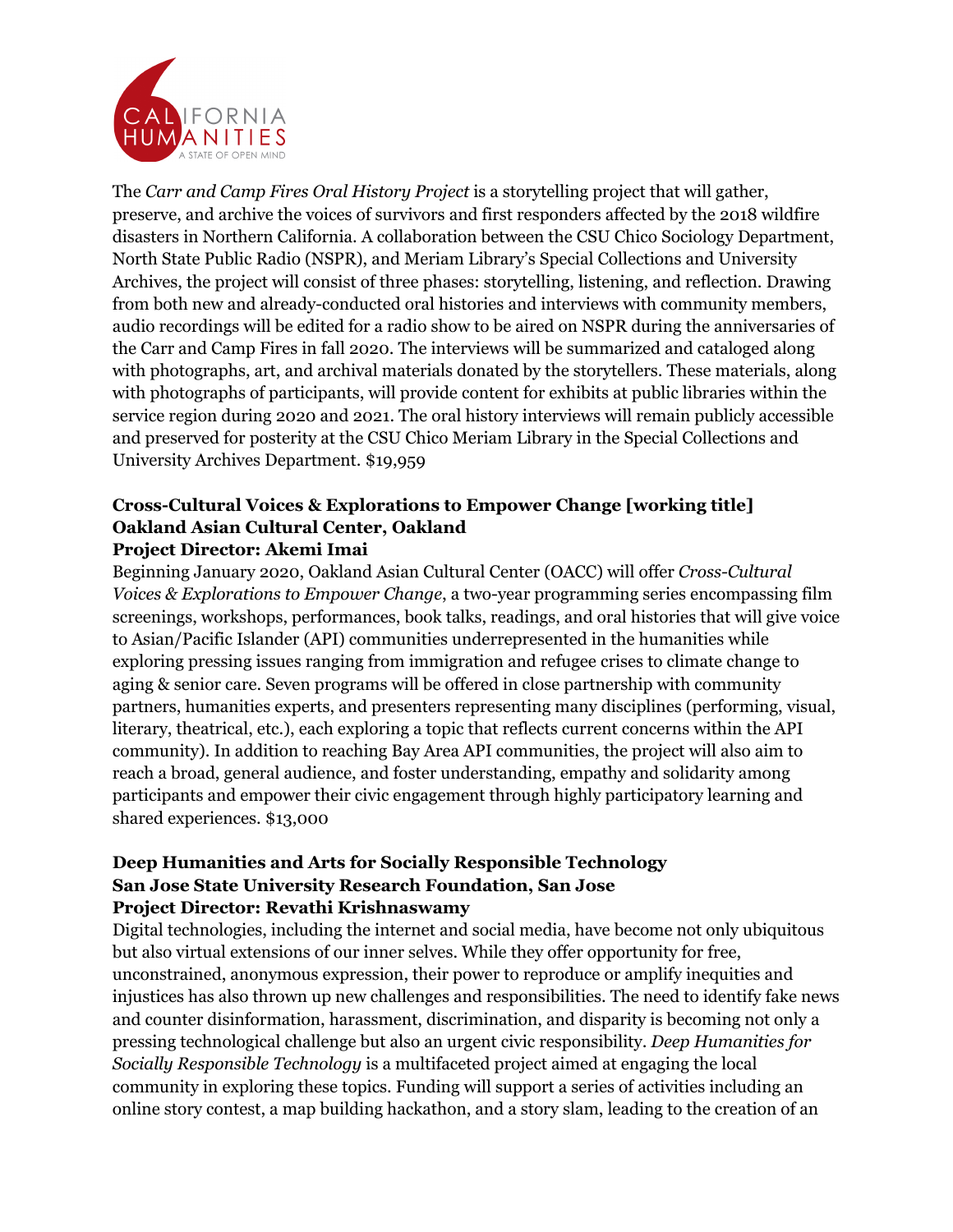The *Carr and Camp Fires Oral History Project* is a storytelling project that will gather, preserve, and archive the voices of survivors and first responders affected by the 2018 wildfire disasters in Northern California. A collaboration between the CSU Chico Sociology Department, North State Public Radio (NSPR), and Meriam Library's Special Collections and University Archives, the project will consist of three phases: storytelling, listening, and reflection. Drawing from both new and already-conducted oral histories and interviews with community members, audio recordings will be edited for a radio show to be aired on NSPR during the anniversaries of the Carr and Camp Fires in fall 2020. The interviews will be summarized and cataloged along with photographs, art, and archival materials donated by the storytellers. These materials, along with photographs of participants, will provide content for exhibits at public libraries within the service region during 2020 and 2021. The oral history interviews will remain publicly accessible and preserved for posterity at the CSU Chico Meriam Library in the Special Collections and University Archives Department. $19,959

**Cross-Cultural Voices & Explorations to Empower Change [working title]**
**Oakland Asian Cultural Center, Oakland**
**Project Director: Akemi Imai**

Beginning January 2020, Oakland Asian Cultural Center (OACC) will offer *Cross-Cultural Voices & Explorations to Empower Change*, a two-year programming series encompassing film screenings, workshops, performances, book talks, readings, and oral histories that will give voice to Asian/Pacific Islander (API) communities underrepresented in the humanities while exploring pressing issues ranging from immigration and refugee crises to climate change to aging & senior care. Seven programs will be offered in close partnership with community partners, humanities experts, and presenters representing many disciplines (performing, visual, literary, theatrical, etc.), each exploring a topic that reflects current concerns within the API community). In addition to reaching Bay Area API communities, the project will also aim to reach a broad, general audience, and foster understanding, empathy and solidarity among participants and empower their civic engagement through highly participatory learning and shared experiences. $13,000

**Deep Humanities and Arts for Socially Responsible Technology**
**San Jose State University Research Foundation, San Jose**
**Project Director: Revathi Krishnaswamy**

Digital technologies, including the internet and social media, have become not only ubiquitous but also virtual extensions of our inner selves. While they offer opportunity for free, unconstrained, anonymous expression, their power to reproduce or amplify inequities and injustices has also thrown up new challenges and responsibilities. The need to identify fake news and counter disinformation, harassment, discrimination, and disparity is becoming not only a pressing technological challenge but also an urgent civic responsibility. *Deep Humanities for Socially Responsible Technology* is a multifaceted project aimed at engaging the local community in exploring these topics. Funding will support a series of activities including an online story contest, a map building hackathon, and a story slam, leading to the creation of an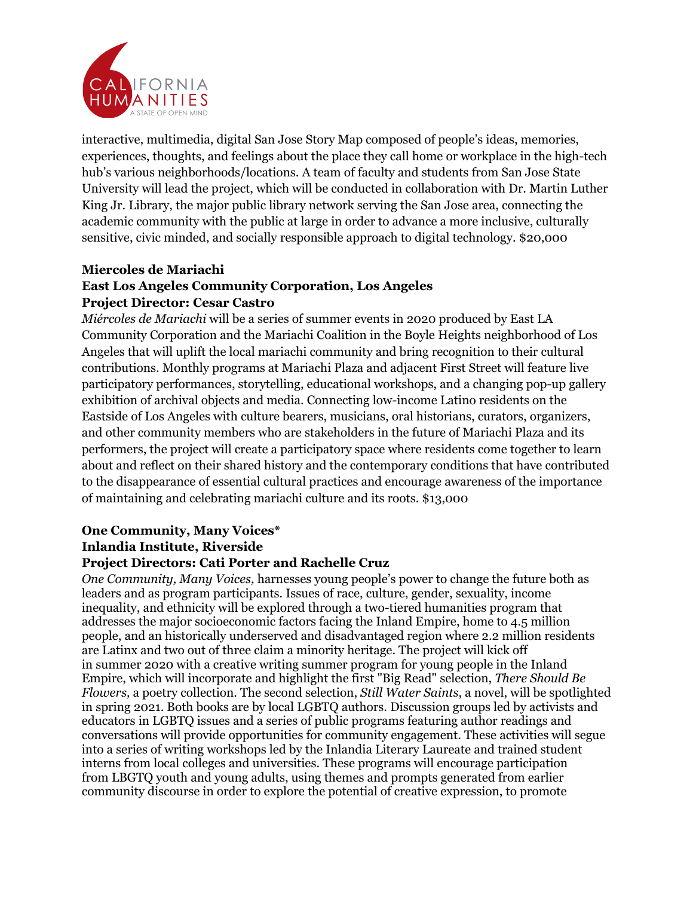interactive, multimedia, digital San Jose Story Map composed of people's ideas, memories, experiences, thoughts, and feelings about the place they call home or workplace in the high-tech hub's various neighborhoods/locations. A team of faculty and students from San Jose State University will lead the project, which will be conducted in collaboration with Dr. Martin Luther King Jr. Library, the major public library network serving the San Jose area, connecting the academic community with the public at large in order to advance a more inclusive, culturally sensitive, civic minded, and socially responsible approach to digital technology. $20,000

**Miercoles de Mariachi**
**East Los Angeles Community Corporation, Los Angeles**
**Project Director: Cesar Castro**

*Miércoles de Mariachi* will be a series of summer events in 2020 produced by East LA Community Corporation and the Mariachi Coalition in the Boyle Heights neighborhood of Los Angeles that will uplift the local mariachi community and bring recognition to their cultural contributions. Monthly programs at Mariachi Plaza and adjacent First Street will feature live participatory performances, storytelling, educational workshops, and a changing pop-up gallery exhibition of archival objects and media. Connecting low-income Latino residents on the Eastside of Los Angeles with culture bearers, musicians, oral historians, curators, organizers, and other community members who are stakeholders in the future of Mariachi Plaza and its performers, the project will create a participatory space where residents come together to learn about and reflect on their shared history and the contemporary conditions that have contributed to the disappearance of essential cultural practices and encourage awareness of the importance of maintaining and celebrating mariachi culture and its roots. $13,000

**One Community, Many Voices***
**Inlandia Institute, Riverside**
**Project Directors: Cati Porter and Rachelle Cruz**

*One Community, Many Voices,* harnesses young people's power to change the future both as leaders and as program participants. Issues of race, culture, gender, sexuality, income inequality, and ethnicity will be explored through a two-tiered humanities program that addresses the major socioeconomic factors facing the Inland Empire, home to 4.5 million people, and an historically underserved and disadvantaged region where 2.2 million residents are Latinx and two out of three claim a minority heritage. The project will kick off in summer 2020 with a creative writing summer program for young people in the Inland Empire, which will incorporate and highlight the first "Big Read" selection, *There Should Be Flowers,* a poetry collection. The second selection, *Still Water Saints*, a novel, will be spotlighted in spring 2021. Both books are by local LGBTQ authors. Discussion groups led by activists and educators in LGBTQ issues and a series of public programs featuring author readings and conversations will provide opportunities for community engagement. These activities will segue into a series of writing workshops led by the Inlandia Literary Laureate and trained student interns from local colleges and universities. These programs will encourage participation from LBGTQ youth and young adults, using themes and prompts generated from earlier community discourse in order to explore the potential of creative expression, to promote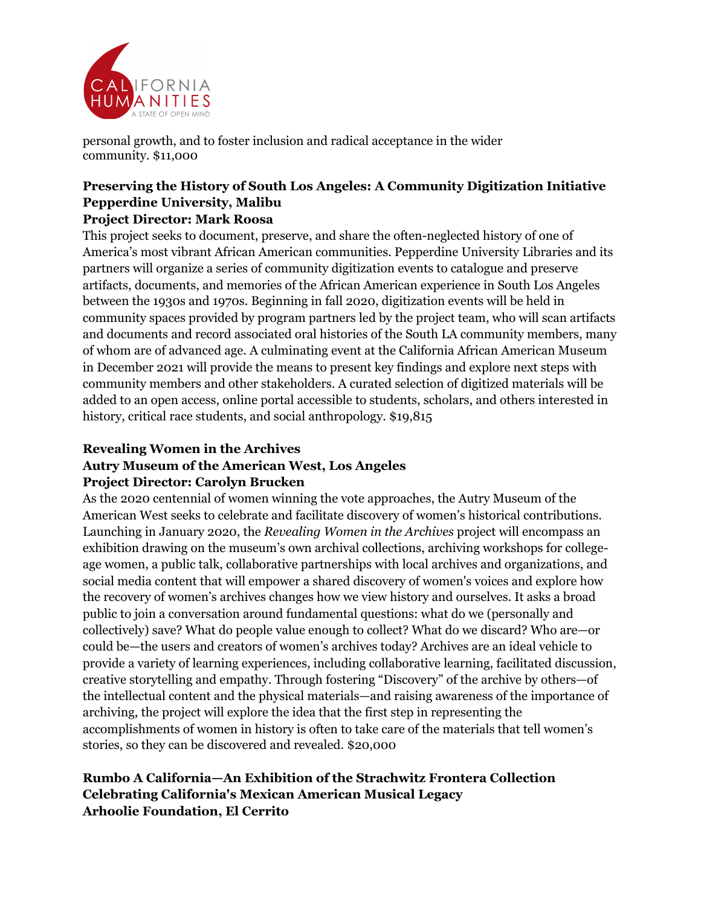personal growth, and to foster inclusion and radical acceptance in the wider community. $11,000

**Preserving the History of South Los Angeles: A Community Digitization Initiative**
**Pepperdine University, Malibu**
**Project Director: Mark Roosa**

This project seeks to document, preserve, and share the often-neglected history of one of America's most vibrant African American communities. Pepperdine University Libraries and its partners will organize a series of community digitization events to catalogue and preserve artifacts, documents, and memories of the African American experience in South Los Angeles between the 1930s and 1970s. Beginning in fall 2020, digitization events will be held in community spaces provided by program partners led by the project team, who will scan artifacts and documents and record associated oral histories of the South LA community members, many of whom are of advanced age. A culminating event at the California African American Museum in December 2021 will provide the means to present key findings and explore next steps with community members and other stakeholders. A curated selection of digitized materials will be added to an open access, online portal accessible to students, scholars, and others interested in history, critical race students, and social anthropology. $19,815

**Revealing Women in the Archives**
**Autry Museum of the American West, Los Angeles**
**Project Director: Carolyn Brucken**

As the 2020 centennial of women winning the vote approaches, the Autry Museum of the American West seeks to celebrate and facilitate discovery of women's historical contributions. Launching in January 2020, the *Revealing Women in the Archives* project will encompass an exhibition drawing on the museum's own archival collections, archiving workshops for college-age women, a public talk, collaborative partnerships with local archives and organizations, and social media content that will empower a shared discovery of women's voices and explore how the recovery of women's archives changes how we view history and ourselves. It asks a broad public to join a conversation around fundamental questions: what do we (personally and collectively) save? What do people value enough to collect? What do we discard? Who are—or could be—the users and creators of women's archives today? Archives are an ideal vehicle to provide a variety of learning experiences, including collaborative learning, facilitated discussion, creative storytelling and empathy. Through fostering "Discovery" of the archive by others—of the intellectual content and the physical materials—and raising awareness of the importance of archiving, the project will explore the idea that the first step in representing the accomplishments of women in history is often to take care of the materials that tell women's stories, so they can be discovered and revealed. $20,000

**Rumbo A California—An Exhibition of the Strachwitz Frontera Collection Celebrating California's Mexican American Musical Legacy**
**Arhoolie Foundation, El Cerrito**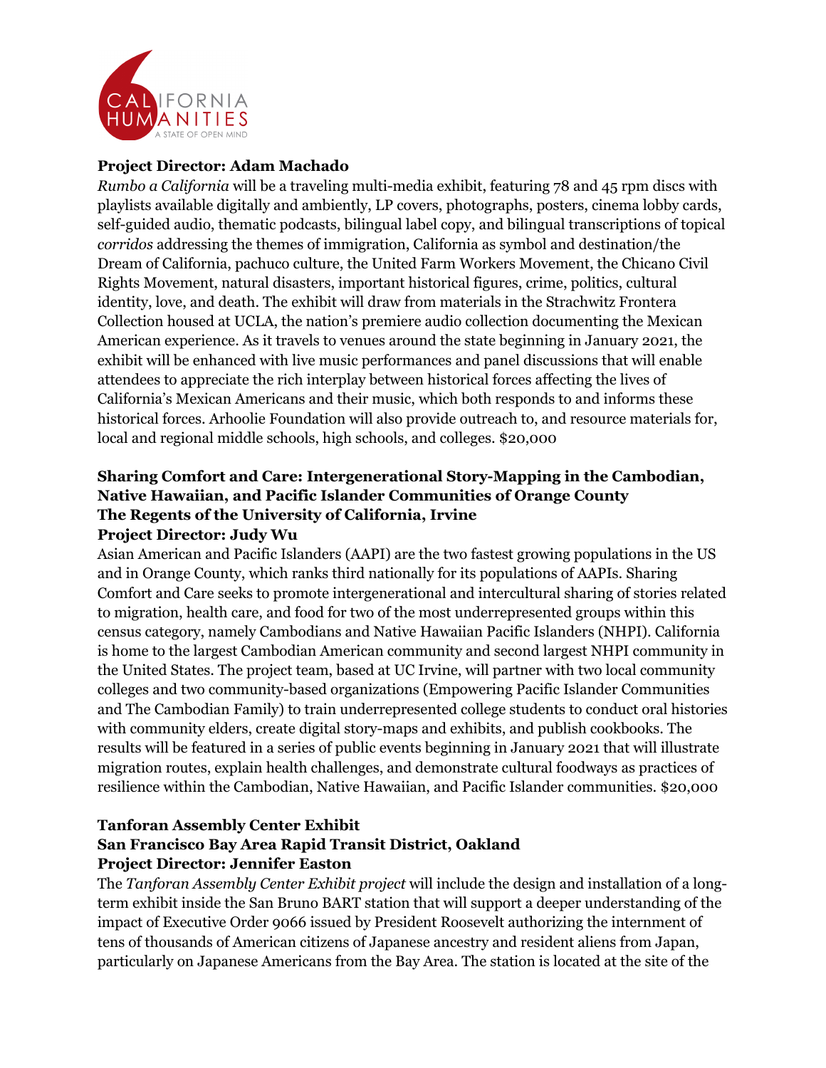**Project Director: Adam Machado**

*Rumbo a California* will be a traveling multi-media exhibit, featuring 78 and 45 rpm discs with playlists available digitally and ambiently, LP covers, photographs, posters, cinema lobby cards, self-guided audio, thematic podcasts, bilingual label copy, and bilingual transcriptions of topical *corridos* addressing the themes of immigration, California as symbol and destination/the Dream of California, pachuco culture, the United Farm Workers Movement, the Chicano Civil Rights Movement, natural disasters, important historical figures, crime, politics, cultural identity, love, and death. The exhibit will draw from materials in the Strachwitz Frontera Collection housed at UCLA, the nation's premiere audio collection documenting the Mexican American experience. As it travels to venues around the state beginning in January 2021, the exhibit will be enhanced with live music performances and panel discussions that will enable attendees to appreciate the rich interplay between historical forces affecting the lives of California's Mexican Americans and their music, which both responds to and informs these historical forces. Arhoolie Foundation will also provide outreach to, and resource materials for, local and regional middle schools, high schools, and colleges. $20,000

**Sharing Comfort and Care: Intergenerational Story-Mapping in the Cambodian, Native Hawaiian, and Pacific Islander Communities of Orange County**
**The Regents of the University of California, Irvine**
**Project Director: Judy Wu**

Asian American and Pacific Islanders (AAPI) are the two fastest growing populations in the US and in Orange County, which ranks third nationally for its populations of AAPIs. Sharing Comfort and Care seeks to promote intergenerational and intercultural sharing of stories related to migration, health care, and food for two of the most underrepresented groups within this census category, namely Cambodians and Native Hawaiian Pacific Islanders (NHPI). California is home to the largest Cambodian American community and second largest NHPI community in the United States. The project team, based at UC Irvine, will partner with two local community colleges and two community-based organizations (Empowering Pacific Islander Communities and The Cambodian Family) to train underrepresented college students to conduct oral histories with community elders, create digital story-maps and exhibits, and publish cookbooks. The results will be featured in a series of public events beginning in January 2021 that will illustrate migration routes, explain health challenges, and demonstrate cultural foodways as practices of resilience within the Cambodian, Native Hawaiian, and Pacific Islander communities. $20,000

**Tanforan Assembly Center Exhibit**
**San Francisco Bay Area Rapid Transit District, Oakland**
**Project Director: Jennifer Easton**

The *Tanforan Assembly Center Exhibit project* will include the design and installation of a long-term exhibit inside the San Bruno BART station that will support a deeper understanding of the impact of Executive Order 9066 issued by President Roosevelt authorizing the internment of tens of thousands of American citizens of Japanese ancestry and resident aliens from Japan, particularly on Japanese Americans from the Bay Area. The station is located at the site of the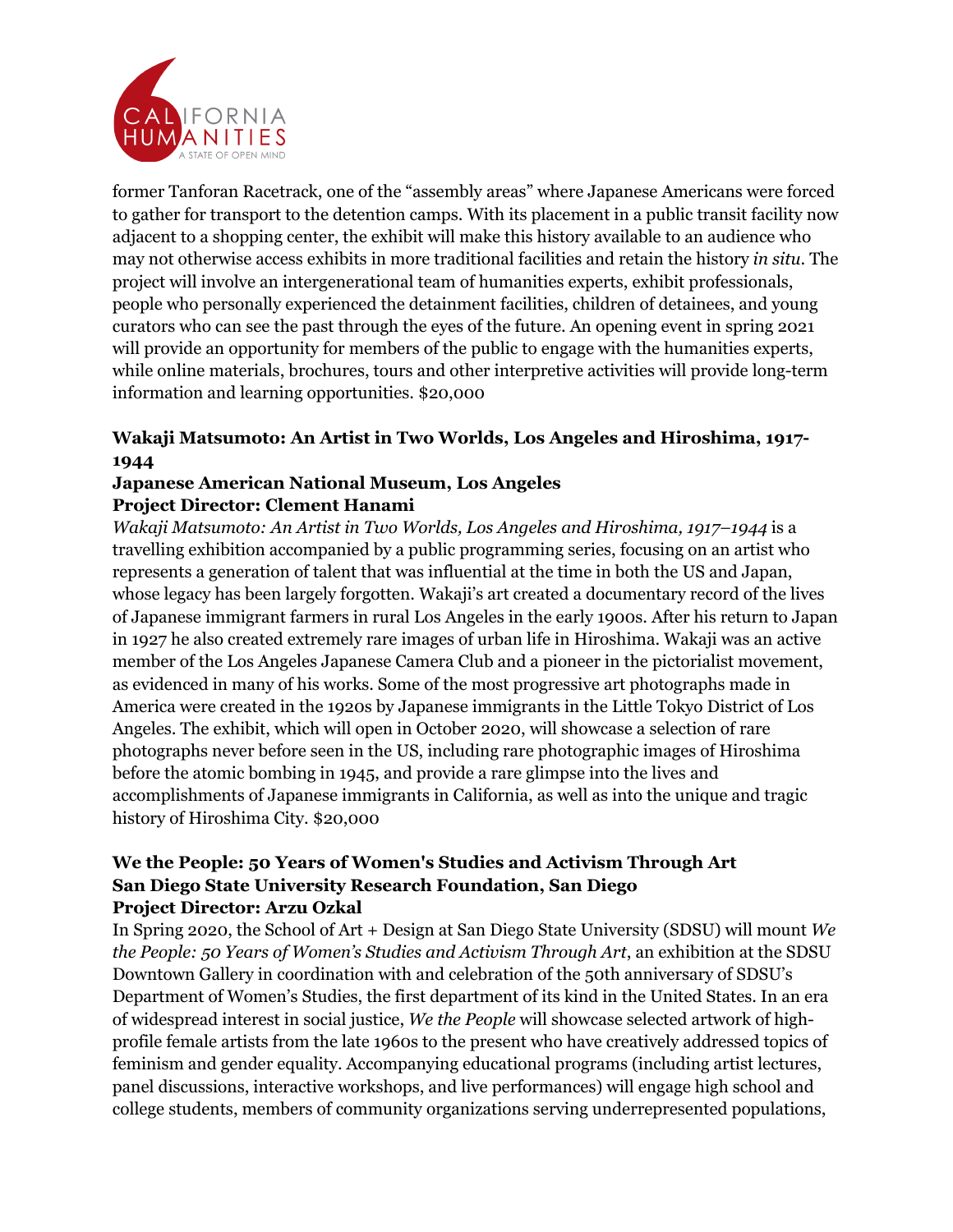former Tanforan Racetrack, one of the "assembly areas" where Japanese Americans were forced to gather for transport to the detention camps. With its placement in a public transit facility now adjacent to a shopping center, the exhibit will make this history available to an audience who may not otherwise access exhibits in more traditional facilities and retain the history *in situ*. The project will involve an intergenerational team of humanities experts, exhibit professionals, people who personally experienced the detainment facilities, children of detainees, and young curators who can see the past through the eyes of the future. An opening event in spring 2021 will provide an opportunity for members of the public to engage with the humanities experts, while online materials, brochures, tours and other interpretive activities will provide long-term information and learning opportunities. $20,000

**Wakaji Matsumoto: An Artist in Two Worlds, Los Angeles and Hiroshima, 1917-1944**
**Japanese American National Museum, Los Angeles**
**Project Director: Clement Hanami**

*Wakaji Matsumoto: An Artist in Two Worlds, Los Angeles and Hiroshima, 1917–1944* is a travelling exhibition accompanied by a public programming series, focusing on an artist who represents a generation of talent that was influential at the time in both the US and Japan, whose legacy has been largely forgotten. Wakaji's art created a documentary record of the lives of Japanese immigrant farmers in rural Los Angeles in the early 1900s. After his return to Japan in 1927 he also created extremely rare images of urban life in Hiroshima. Wakaji was an active member of the Los Angeles Japanese Camera Club and a pioneer in the pictorialist movement, as evidenced in many of his works. Some of the most progressive art photographs made in America were created in the 1920s by Japanese immigrants in the Little Tokyo District of Los Angeles. The exhibit, which will open in October 2020, will showcase a selection of rare photographs never before seen in the US, including rare photographic images of Hiroshima before the atomic bombing in 1945, and provide a rare glimpse into the lives and accomplishments of Japanese immigrants in California, as well as into the unique and tragic history of Hiroshima City. $20,000

**We the People: 50 Years of Women's Studies and Activism Through Art**
**San Diego State University Research Foundation, San Diego**
**Project Director: Arzu Ozkal**

In Spring 2020, the School of Art + Design at San Diego State University (SDSU) will mount *We the People: 50 Years of Women's Studies and Activism Through Art*, an exhibition at the SDSU Downtown Gallery in coordination with and celebration of the 50th anniversary of SDSU's Department of Women's Studies, the first department of its kind in the United States. In an era of widespread interest in social justice, *We the People* will showcase selected artwork of high-profile female artists from the late 1960s to the present who have creatively addressed topics of feminism and gender equality. Accompanying educational programs (including artist lectures, panel discussions, interactive workshops, and live performances) will engage high school and college students, members of community organizations serving underrepresented populations,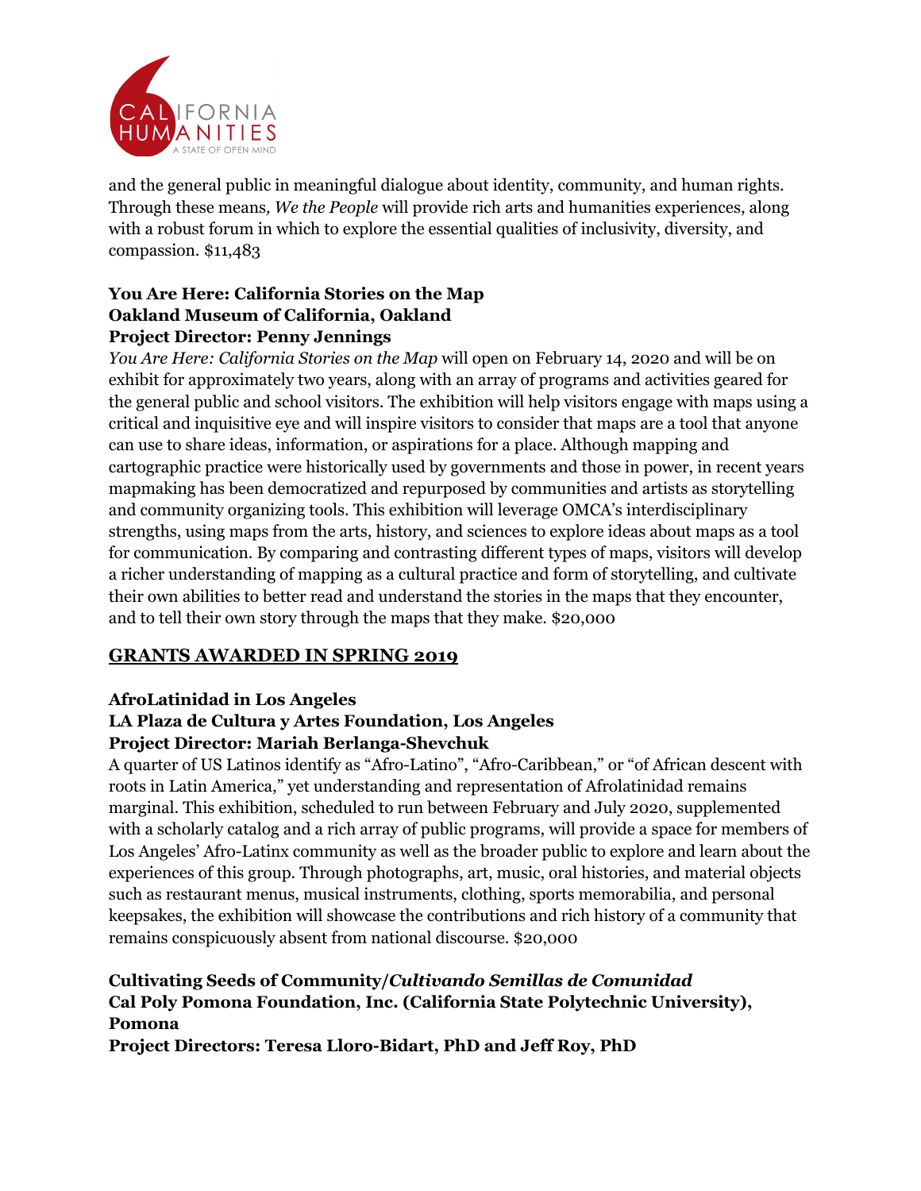and the general public in meaningful dialogue about identity, community, and human rights. Through these means, *We the People* will provide rich arts and humanities experiences, along with a robust forum in which to explore the essential qualities of inclusivity, diversity, and compassion. $11,483

**You Are Here: California Stories on the Map**
**Oakland Museum of California, Oakland**
**Project Director: Penny Jennings**
*You Are Here: California Stories on the Map* will open on February 14, 2020 and will be on exhibit for approximately two years, along with an array of programs and activities geared for the general public and school visitors. The exhibition will help visitors engage with maps using a critical and inquisitive eye and will inspire visitors to consider that maps are a tool that anyone can use to share ideas, information, or aspirations for a place. Although mapping and cartographic practice were historically used by governments and those in power, in recent years mapmaking has been democratized and repurposed by communities and artists as storytelling and community organizing tools. This exhibition will leverage OMCA's interdisciplinary strengths, using maps from the arts, history, and sciences to explore ideas about maps as a tool for communication. By comparing and contrasting different types of maps, visitors will develop a richer understanding of mapping as a cultural practice and form of storytelling, and cultivate their own abilities to better read and understand the stories in the maps that they encounter, and to tell their own story through the maps that they make. $20,000

## GRANTS AWARDED IN SPRING 2019

**AfroLatinidad in Los Angeles**
**LA Plaza de Cultura y Artes Foundation, Los Angeles**
**Project Director: Mariah Berlanga-Shevchuk**
A quarter of US Latinos identify as "Afro-Latino", "Afro-Caribbean," or "of African descent with roots in Latin America," yet understanding and representation of Afrolatinidad remains marginal. This exhibition, scheduled to run between February and July 2020, supplemented with a scholarly catalog and a rich array of public programs, will provide a space for members of Los Angeles' Afro-Latinx community as well as the broader public to explore and learn about the experiences of this group. Through photographs, art, music, oral histories, and material objects such as restaurant menus, musical instruments, clothing, sports memorabilia, and personal keepsakes, the exhibition will showcase the contributions and rich history of a community that remains conspicuously absent from national discourse. $20,000

**Cultivating Seeds of Community/*Cultivando Semillas de Comunidad***
**Cal Poly Pomona Foundation, Inc. (California State Polytechnic University), Pomona**
**Project Directors: Teresa Lloro-Bidart, PhD and Jeff Roy, PhD**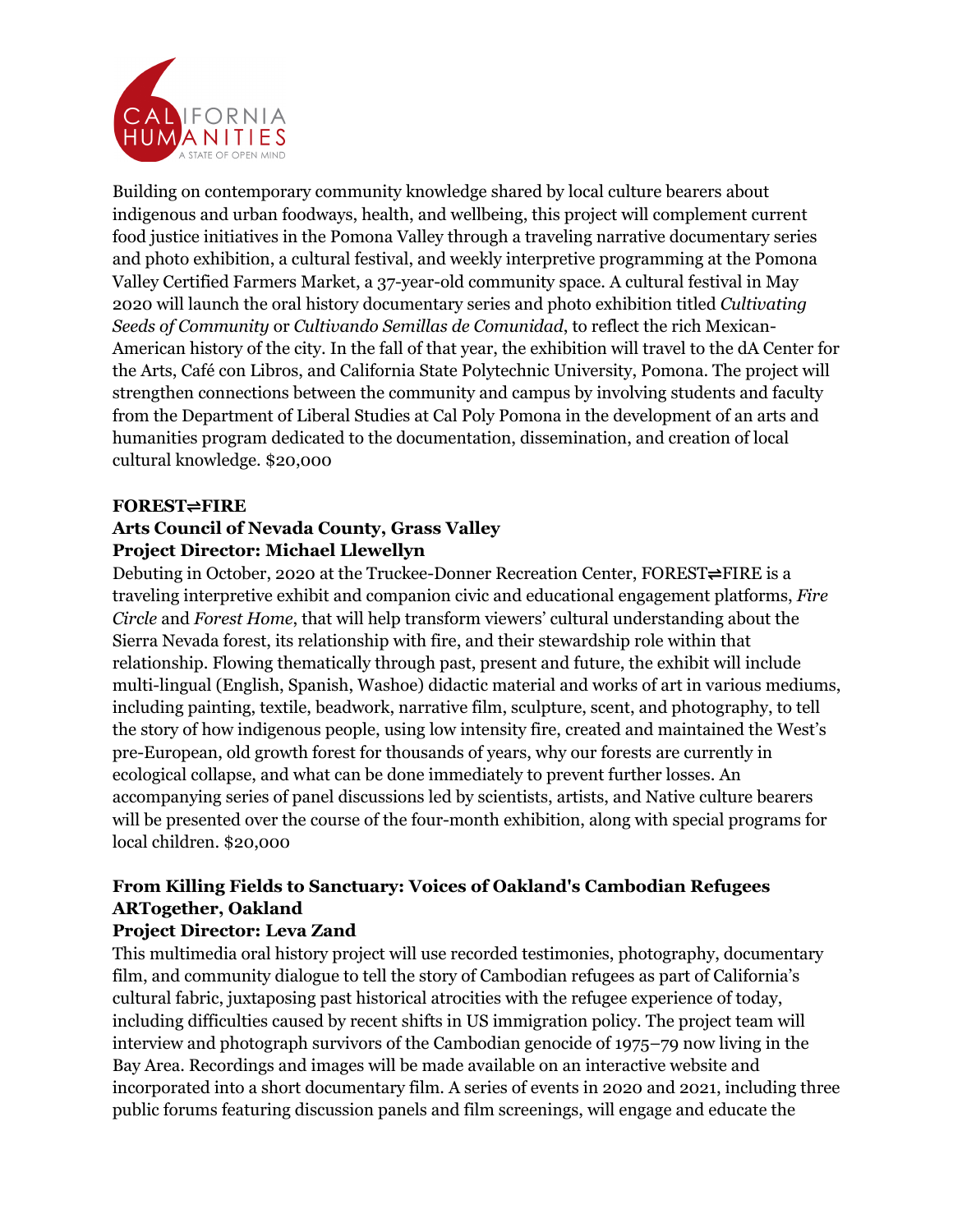Building on contemporary community knowledge shared by local culture bearers about indigenous and urban foodways, health, and wellbeing, this project will complement current food justice initiatives in the Pomona Valley through a traveling narrative documentary series and photo exhibition, a cultural festival, and weekly interpretive programming at the Pomona Valley Certified Farmers Market, a 37-year-old community space. A cultural festival in May 2020 will launch the oral history documentary series and photo exhibition titled *Cultivating Seeds of Community* or *Cultivando Semillas de Comunidad*, to reflect the rich Mexican-American history of the city. In the fall of that year, the exhibition will travel to the dA Center for the Arts, Café con Libros, and California State Polytechnic University, Pomona. The project will strengthen connections between the community and campus by involving students and faculty from the Department of Liberal Studies at Cal Poly Pomona in the development of an arts and humanities program dedicated to the documentation, dissemination, and creation of local cultural knowledge. $20,000

**FOREST⇌FIRE**
**Arts Council of Nevada County, Grass Valley**
**Project Director: Michael Llewellyn**

Debuting in October, 2020 at the Truckee-Donner Recreation Center, FOREST⇌FIRE is a traveling interpretive exhibit and companion civic and educational engagement platforms, *Fire Circle* and *Forest Home*, that will help transform viewers' cultural understanding about the Sierra Nevada forest, its relationship with fire, and their stewardship role within that relationship. Flowing thematically through past, present and future, the exhibit will include multi-lingual (English, Spanish, Washoe) didactic material and works of art in various mediums, including painting, textile, beadwork, narrative film, sculpture, scent, and photography, to tell the story of how indigenous people, using low intensity fire, created and maintained the West's pre-European, old growth forest for thousands of years, why our forests are currently in ecological collapse, and what can be done immediately to prevent further losses. An accompanying series of panel discussions led by scientists, artists, and Native culture bearers will be presented over the course of the four-month exhibition, along with special programs for local children. $20,000

**From Killing Fields to Sanctuary: Voices of Oakland's Cambodian Refugees**
**ARTogether, Oakland**
**Project Director: Leva Zand**

This multimedia oral history project will use recorded testimonies, photography, documentary film, and community dialogue to tell the story of Cambodian refugees as part of California's cultural fabric, juxtaposing past historical atrocities with the refugee experience of today, including difficulties caused by recent shifts in US immigration policy. The project team will interview and photograph survivors of the Cambodian genocide of 1975–79 now living in the Bay Area. Recordings and images will be made available on an interactive website and incorporated into a short documentary film. A series of events in 2020 and 2021, including three public forums featuring discussion panels and film screenings, will engage and educate the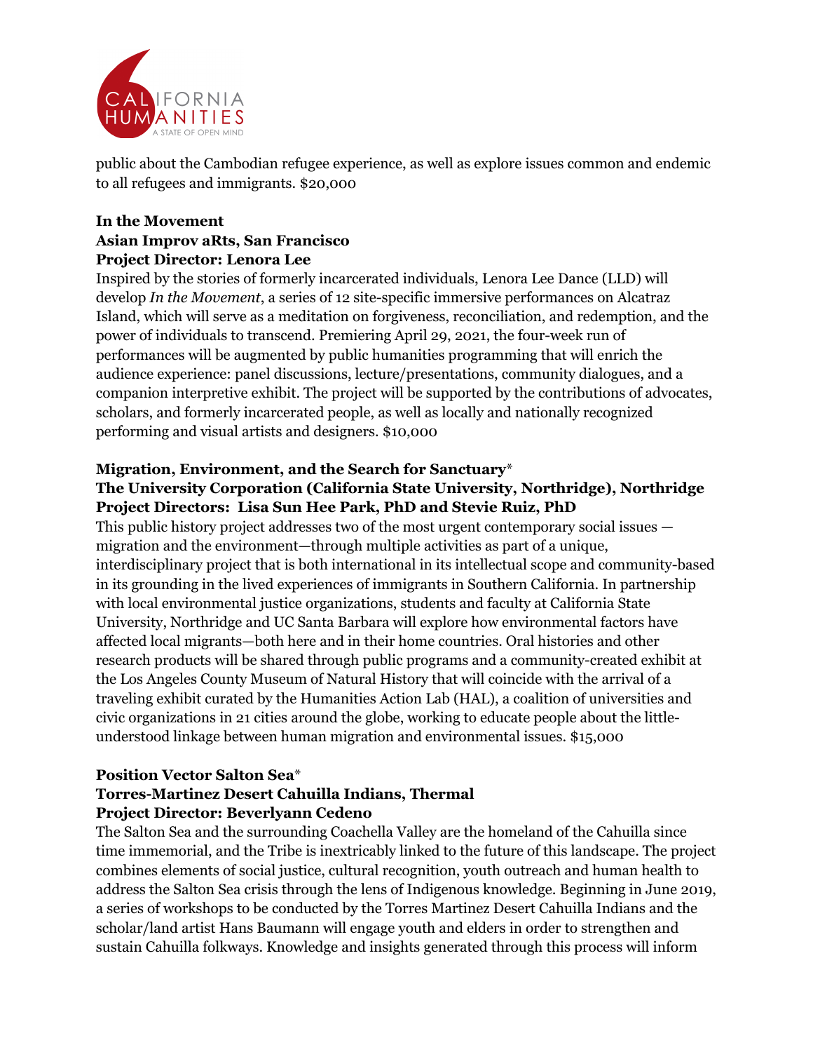public about the Cambodian refugee experience, as well as explore issues common and endemic to all refugees and immigrants. $20,000

**In the Movement**
**Asian Improv aRts, San Francisco**
**Project Director: Lenora Lee**

Inspired by the stories of formerly incarcerated individuals, Lenora Lee Dance (LLD) will develop *In the Movement*, a series of 12 site-specific immersive performances on Alcatraz Island, which will serve as a meditation on forgiveness, reconciliation, and redemption, and the power of individuals to transcend. Premiering April 29, 2021, the four-week run of performances will be augmented by public humanities programming that will enrich the audience experience: panel discussions, lecture/presentations, community dialogues, and a companion interpretive exhibit. The project will be supported by the contributions of advocates, scholars, and formerly incarcerated people, as well as locally and nationally recognized performing and visual artists and designers. $10,000

**Migration, Environment, and the Search for Sanctuary***
**The University Corporation (California State University, Northridge), Northridge**
**Project Directors: Lisa Sun Hee Park, PhD and Stevie Ruiz, PhD**

This public history project addresses two of the most urgent contemporary social issues — migration and the environment—through multiple activities as part of a unique, interdisciplinary project that is both international in its intellectual scope and community-based in its grounding in the lived experiences of immigrants in Southern California. In partnership with local environmental justice organizations, students and faculty at California State University, Northridge and UC Santa Barbara will explore how environmental factors have affected local migrants—both here and in their home countries. Oral histories and other research products will be shared through public programs and a community-created exhibit at the Los Angeles County Museum of Natural History that will coincide with the arrival of a traveling exhibit curated by the Humanities Action Lab (HAL), a coalition of universities and civic organizations in 21 cities around the globe, working to educate people about the little-understood linkage between human migration and environmental issues. $15,000

**Position Vector Salton Sea***
**Torres-Martinez Desert Cahuilla Indians, Thermal**
**Project Director: Beverlyann Cedeno**

The Salton Sea and the surrounding Coachella Valley are the homeland of the Cahuilla since time immemorial, and the Tribe is inextricably linked to the future of this landscape. The project combines elements of social justice, cultural recognition, youth outreach and human health to address the Salton Sea crisis through the lens of Indigenous knowledge. Beginning in June 2019, a series of workshops to be conducted by the Torres Martinez Desert Cahuilla Indians and the scholar/land artist Hans Baumann will engage youth and elders in order to strengthen and sustain Cahuilla folkways. Knowledge and insights generated through this process will inform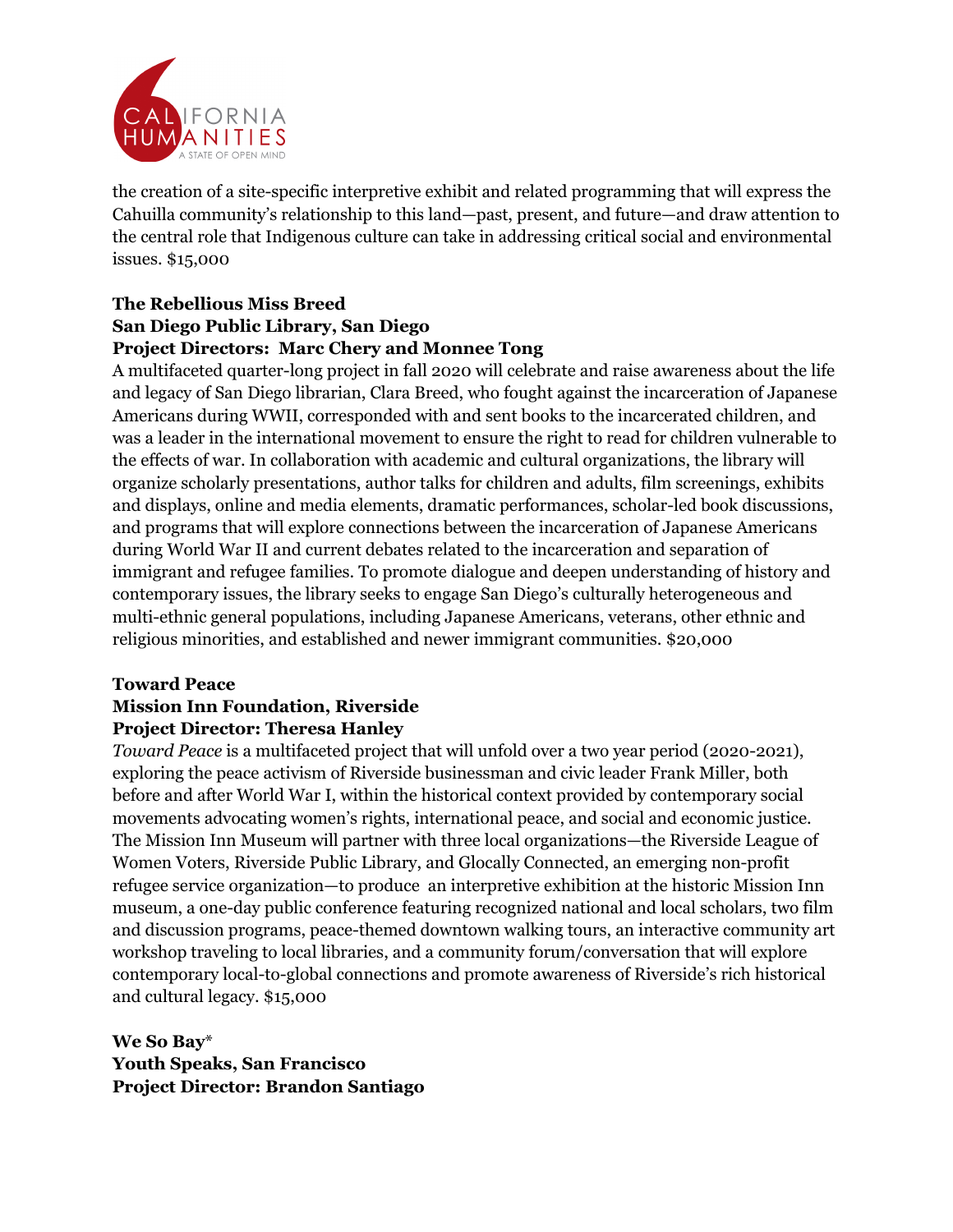the creation of a site-specific interpretive exhibit and related programming that will express the Cahuilla community's relationship to this land—past, present, and future—and draw attention to the central role that Indigenous culture can take in addressing critical social and environmental issues. $15,000

**The Rebellious Miss Breed**
**San Diego Public Library, San Diego**
**Project Directors: Marc Chery and Monnee Tong**

A multifaceted quarter-long project in fall 2020 will celebrate and raise awareness about the life and legacy of San Diego librarian, Clara Breed, who fought against the incarceration of Japanese Americans during WWII, corresponded with and sent books to the incarcerated children, and was a leader in the international movement to ensure the right to read for children vulnerable to the effects of war. In collaboration with academic and cultural organizations, the library will organize scholarly presentations, author talks for children and adults, film screenings, exhibits and displays, online and media elements, dramatic performances, scholar-led book discussions, and programs that will explore connections between the incarceration of Japanese Americans during World War II and current debates related to the incarceration and separation of immigrant and refugee families. To promote dialogue and deepen understanding of history and contemporary issues, the library seeks to engage San Diego's culturally heterogeneous and multi-ethnic general populations, including Japanese Americans, veterans, other ethnic and religious minorities, and established and newer immigrant communities. $20,000

**Toward Peace**
**Mission Inn Foundation, Riverside**
**Project Director: Theresa Hanley**

*Toward Peace* is a multifaceted project that will unfold over a two year period (2020-2021), exploring the peace activism of Riverside businessman and civic leader Frank Miller, both before and after World War I, within the historical context provided by contemporary social movements advocating women's rights, international peace, and social and economic justice. The Mission Inn Museum will partner with three local organizations—the Riverside League of Women Voters, Riverside Public Library, and Glocally Connected, an emerging non-profit refugee service organization—to produce an interpretive exhibition at the historic Mission Inn museum, a one-day public conference featuring recognized national and local scholars, two film and discussion programs, peace-themed downtown walking tours, an interactive community art workshop traveling to local libraries, and a community forum/conversation that will explore contemporary local-to-global connections and promote awareness of Riverside's rich historical and cultural legacy. $15,000

**We So Bay***
**Youth Speaks, San Francisco**
**Project Director: Brandon Santiago**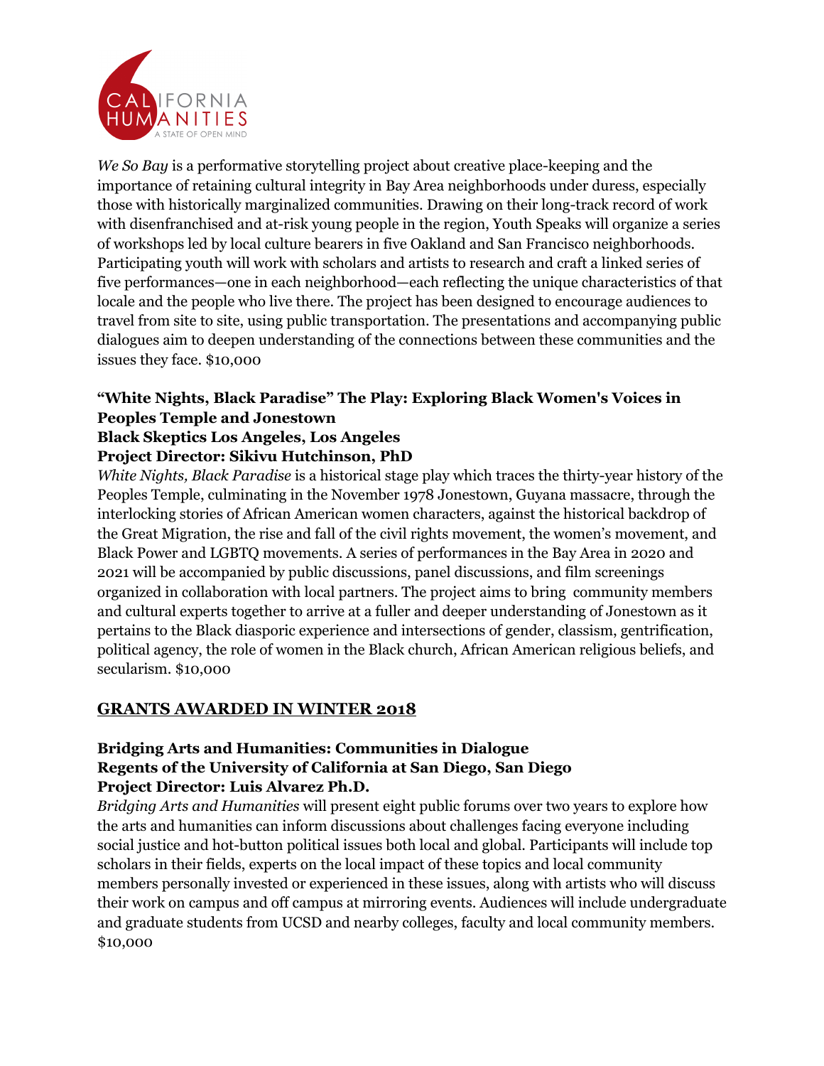*We So Bay* is a performative storytelling project about creative place-keeping and the importance of retaining cultural integrity in Bay Area neighborhoods under duress, especially those with historically marginalized communities. Drawing on their long-track record of work with disenfranchised and at-risk young people in the region, Youth Speaks will organize a series of workshops led by local culture bearers in five Oakland and San Francisco neighborhoods. Participating youth will work with scholars and artists to research and craft a linked series of five performances—one in each neighborhood—each reflecting the unique characteristics of that locale and the people who live there. The project has been designed to encourage audiences to travel from site to site, using public transportation. The presentations and accompanying public dialogues aim to deepen understanding of the connections between these communities and the issues they face. $10,000

**"White Nights, Black Paradise" The Play: Exploring Black Women's Voices in Peoples Temple and Jonestown**
**Black Skeptics Los Angeles, Los Angeles**
**Project Director: Sikivu Hutchinson, PhD**

*White Nights, Black Paradise* is a historical stage play which traces the thirty-year history of the Peoples Temple, culminating in the November 1978 Jonestown, Guyana massacre, through the interlocking stories of African American women characters, against the historical backdrop of the Great Migration, the rise and fall of the civil rights movement, the women's movement, and Black Power and LGBTQ movements. A series of performances in the Bay Area in 2020 and 2021 will be accompanied by public discussions, panel discussions, and film screenings organized in collaboration with local partners. The project aims to bring community members and cultural experts together to arrive at a fuller and deeper understanding of Jonestown as it pertains to the Black diasporic experience and intersections of gender, classism, gentrification, political agency, the role of women in the Black church, African American religious beliefs, and secularism. $10,000

## GRANTS AWARDED IN WINTER 2018

**Bridging Arts and Humanities: Communities in Dialogue**
**Regents of the University of California at San Diego, San Diego**
**Project Director: Luis Alvarez Ph.D.**

*Bridging Arts and Humanities* will present eight public forums over two years to explore how the arts and humanities can inform discussions about challenges facing everyone including social justice and hot-button political issues both local and global. Participants will include top scholars in their fields, experts on the local impact of these topics and local community members personally invested or experienced in these issues, along with artists who will discuss their work on campus and off campus at mirroring events. Audiences will include undergraduate and graduate students from UCSD and nearby colleges, faculty and local community members. $10,000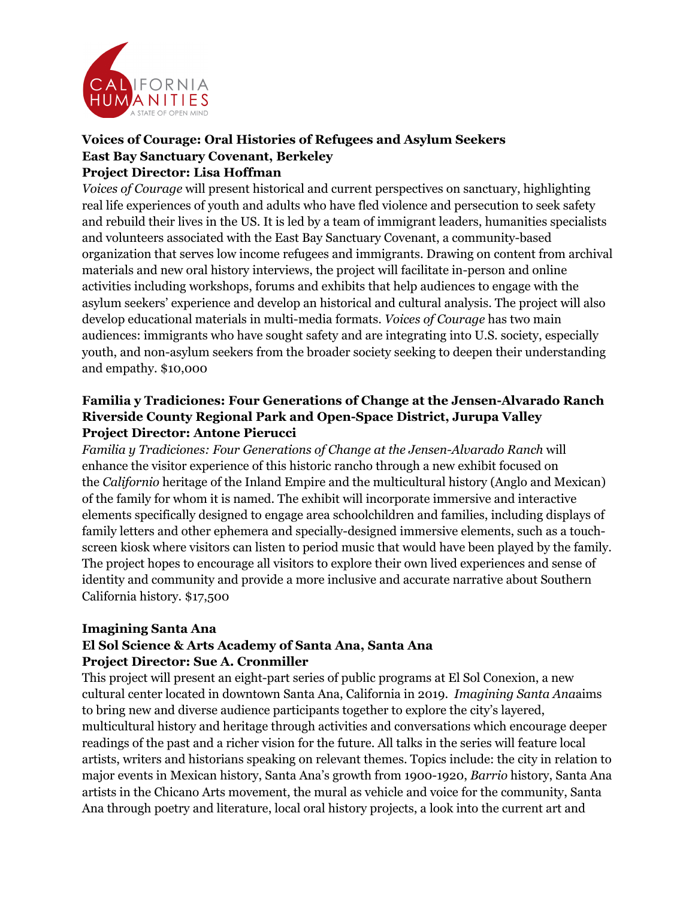**Voices of Courage: Oral Histories of Refugees and Asylum Seekers**
**East Bay Sanctuary Covenant, Berkeley**
**Project Director: Lisa Hoffman**

*Voices of Courage* will present historical and current perspectives on sanctuary, highlighting real life experiences of youth and adults who have fled violence and persecution to seek safety and rebuild their lives in the US. It is led by a team of immigrant leaders, humanities specialists and volunteers associated with the East Bay Sanctuary Covenant, a community-based organization that serves low income refugees and immigrants. Drawing on content from archival materials and new oral history interviews, the project will facilitate in-person and online activities including workshops, forums and exhibits that help audiences to engage with the asylum seekers' experience and develop an historical and cultural analysis. The project will also develop educational materials in multi-media formats. *Voices of Courage* has two main audiences: immigrants who have sought safety and are integrating into U.S. society, especially youth, and non-asylum seekers from the broader society seeking to deepen their understanding and empathy. $10,000

**Familia y Tradiciones: Four Generations of Change at the Jensen-Alvarado Ranch**
**Riverside County Regional Park and Open-Space District, Jurupa Valley**
**Project Director: Antone Pierucci**

*Familia y Tradiciones: Four Generations of Change at the Jensen-Alvarado Ranch* will enhance the visitor experience of this historic rancho through a new exhibit focused on the *Californio* heritage of the Inland Empire and the multicultural history (Anglo and Mexican) of the family for whom it is named. The exhibit will incorporate immersive and interactive elements specifically designed to engage area schoolchildren and families, including displays of family letters and other ephemera and specially-designed immersive elements, such as a touch-screen kiosk where visitors can listen to period music that would have been played by the family. The project hopes to encourage all visitors to explore their own lived experiences and sense of identity and community and provide a more inclusive and accurate narrative about Southern California history. $17,500

**Imagining Santa Ana**
**El Sol Science & Arts Academy of Santa Ana, Santa Ana**
**Project Director: Sue A. Cronmiller**

This project will present an eight-part series of public programs at El Sol Conexion, a new cultural center located in downtown Santa Ana, California in 2019. *Imagining Santa Ana*aims to bring new and diverse audience participants together to explore the city's layered, multicultural history and heritage through activities and conversations which encourage deeper readings of the past and a richer vision for the future. All talks in the series will feature local artists, writers and historians speaking on relevant themes. Topics include: the city in relation to major events in Mexican history, Santa Ana's growth from 1900-1920, *Barrio* history, Santa Ana artists in the Chicano Arts movement, the mural as vehicle and voice for the community, Santa Ana through poetry and literature, local oral history projects, a look into the current art and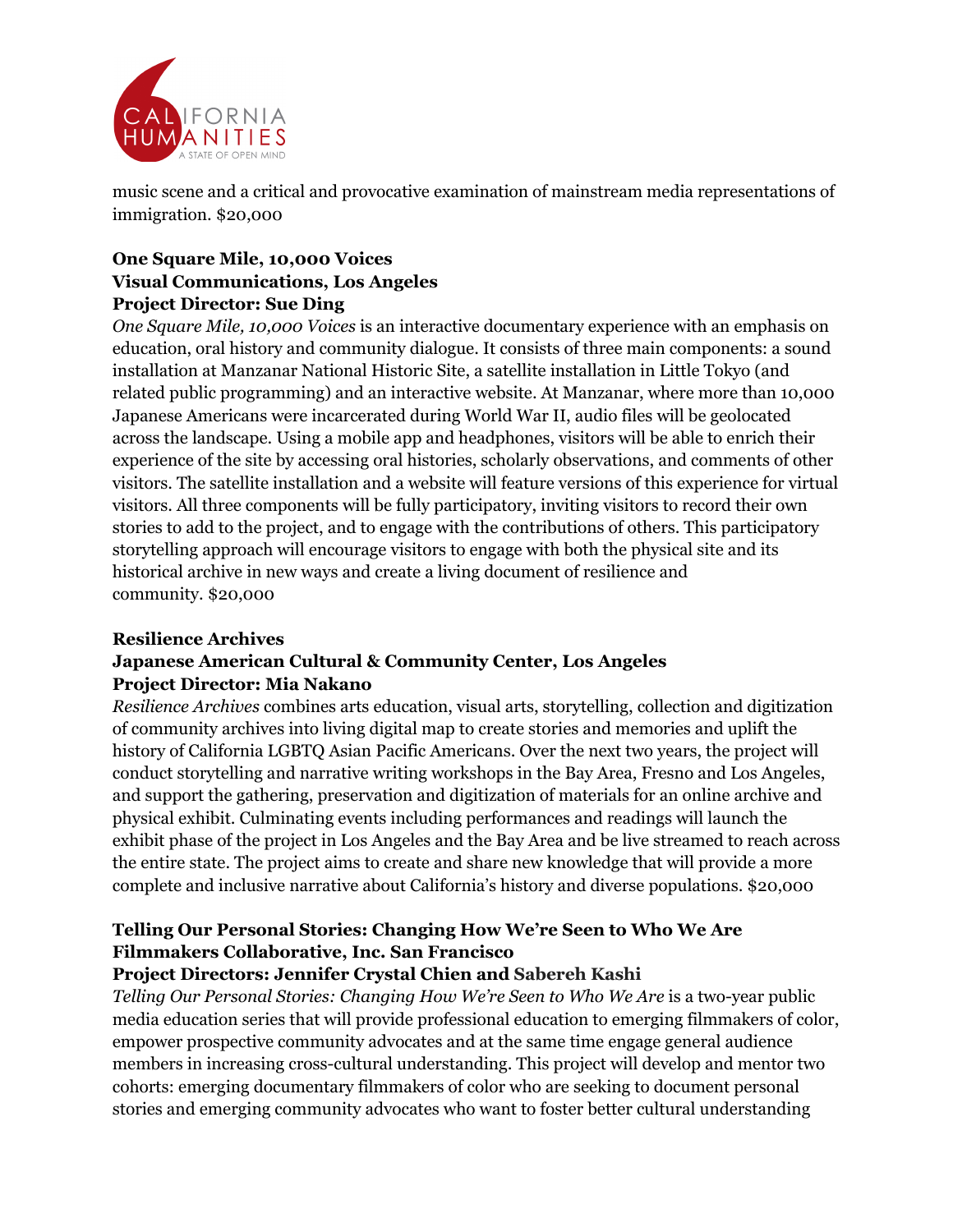music scene and a critical and provocative examination of mainstream media representations of immigration. $20,000

**One Square Mile, 10,000 Voices**
**Visual Communications, Los Angeles**
**Project Director: Sue Ding**

*One Square Mile, 10,000 Voices* is an interactive documentary experience with an emphasis on education, oral history and community dialogue. It consists of three main components: a sound installation at Manzanar National Historic Site, a satellite installation in Little Tokyo (and related public programming) and an interactive website. At Manzanar, where more than 10,000 Japanese Americans were incarcerated during World War II, audio files will be geolocated across the landscape. Using a mobile app and headphones, visitors will be able to enrich their experience of the site by accessing oral histories, scholarly observations, and comments of other visitors. The satellite installation and a website will feature versions of this experience for virtual visitors. All three components will be fully participatory, inviting visitors to record their own stories to add to the project, and to engage with the contributions of others. This participatory storytelling approach will encourage visitors to engage with both the physical site and its historical archive in new ways and create a living document of resilience and community. $20,000

**Resilience Archives**
**Japanese American Cultural & Community Center, Los Angeles**
**Project Director: Mia Nakano**

*Resilience Archives* combines arts education, visual arts, storytelling, collection and digitization of community archives into living digital map to create stories and memories and uplift the history of California LGBTQ Asian Pacific Americans. Over the next two years, the project will conduct storytelling and narrative writing workshops in the Bay Area, Fresno and Los Angeles, and support the gathering, preservation and digitization of materials for an online archive and physical exhibit. Culminating events including performances and readings will launch the exhibit phase of the project in Los Angeles and the Bay Area and be live streamed to reach across the entire state. The project aims to create and share new knowledge that will provide a more complete and inclusive narrative about California's history and diverse populations. $20,000

**Telling Our Personal Stories: Changing How We're Seen to Who We Are**
**Filmmakers Collaborative, Inc. San Francisco**
**Project Directors: Jennifer Crystal Chien and Sabereh Kashi**

*Telling Our Personal Stories: Changing How We're Seen to Who We Are* is a two-year public media education series that will provide professional education to emerging filmmakers of color, empower prospective community advocates and at the same time engage general audience members in increasing cross-cultural understanding. This project will develop and mentor two cohorts: emerging documentary filmmakers of color who are seeking to document personal stories and emerging community advocates who want to foster better cultural understanding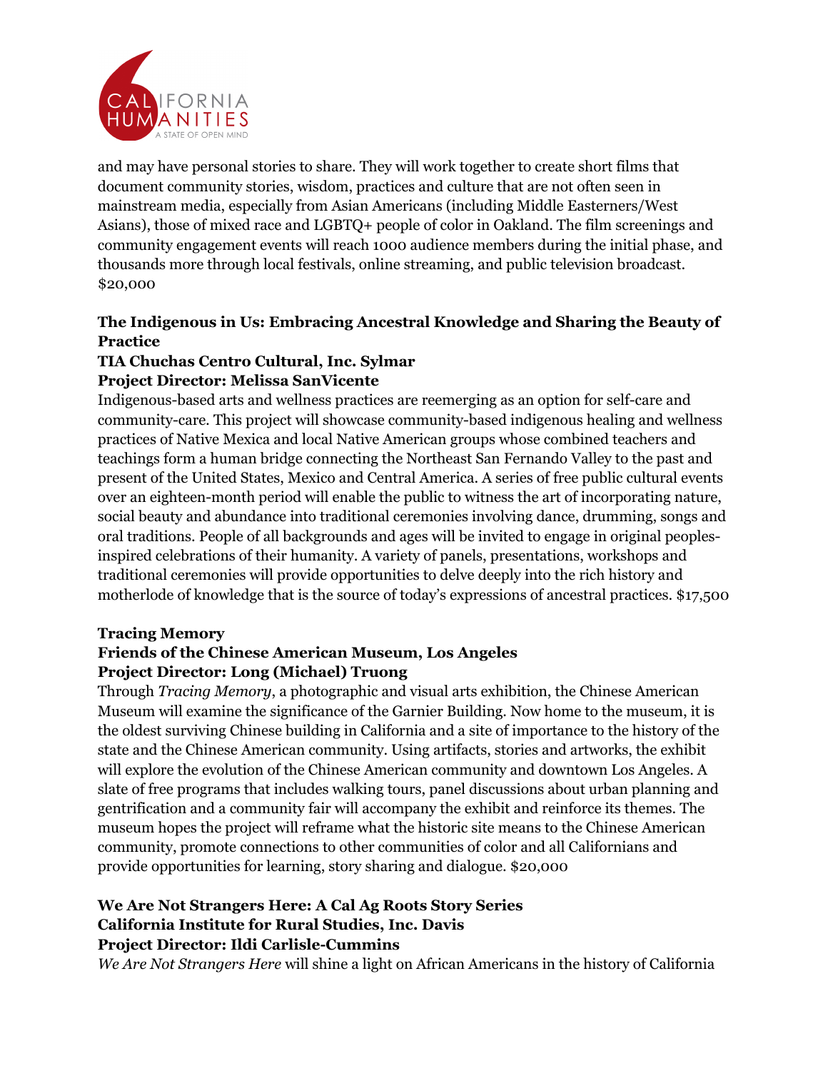and may have personal stories to share. They will work together to create short films that document community stories, wisdom, practices and culture that are not often seen in mainstream media, especially from Asian Americans (including Middle Easterners/West Asians), those of mixed race and LGBTQ+ people of color in Oakland. The film screenings and community engagement events will reach 1000 audience members during the initial phase, and thousands more through local festivals, online streaming, and public television broadcast. $20,000

**The Indigenous in Us: Embracing Ancestral Knowledge and Sharing the Beauty of Practice**
**TIA Chuchas Centro Cultural, Inc. Sylmar**
**Project Director: Melissa SanVicente**

Indigenous-based arts and wellness practices are reemerging as an option for self-care and community-care. This project will showcase community-based indigenous healing and wellness practices of Native Mexica and local Native American groups whose combined teachers and teachings form a human bridge connecting the Northeast San Fernando Valley to the past and present of the United States, Mexico and Central America. A series of free public cultural events over an eighteen-month period will enable the public to witness the art of incorporating nature, social beauty and abundance into traditional ceremonies involving dance, drumming, songs and oral traditions. People of all backgrounds and ages will be invited to engage in original peoples-inspired celebrations of their humanity. A variety of panels, presentations, workshops and traditional ceremonies will provide opportunities to delve deeply into the rich history and motherlode of knowledge that is the source of today's expressions of ancestral practices. $17,500

**Tracing Memory**
**Friends of the Chinese American Museum, Los Angeles**
**Project Director: Long (Michael) Truong**

Through *Tracing Memory*, a photographic and visual arts exhibition, the Chinese American Museum will examine the significance of the Garnier Building. Now home to the museum, it is the oldest surviving Chinese building in California and a site of importance to the history of the state and the Chinese American community. Using artifacts, stories and artworks, the exhibit will explore the evolution of the Chinese American community and downtown Los Angeles. A slate of free programs that includes walking tours, panel discussions about urban planning and gentrification and a community fair will accompany the exhibit and reinforce its themes. The museum hopes the project will reframe what the historic site means to the Chinese American community, promote connections to other communities of color and all Californians and provide opportunities for learning, story sharing and dialogue. $20,000

**We Are Not Strangers Here: A Cal Ag Roots Story Series**
**California Institute for Rural Studies, Inc. Davis**
**Project Director: Ildi Carlisle-Cummins**

*We Are Not Strangers Here* will shine a light on African Americans in the history of California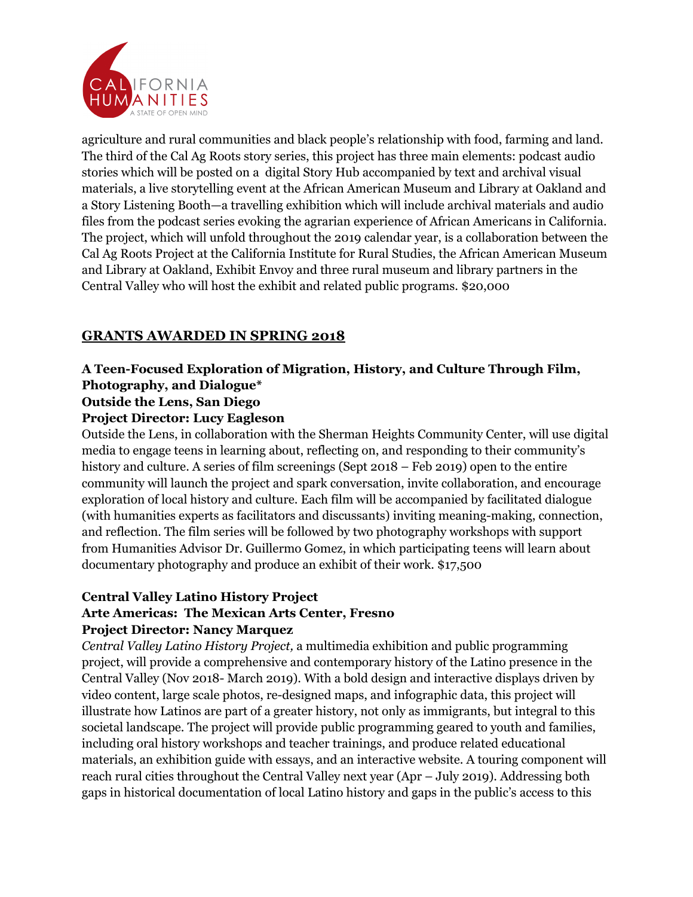agriculture and rural communities and black people's relationship with food, farming and land. The third of the Cal Ag Roots story series, this project has three main elements: podcast audio stories which will be posted on a digital Story Hub accompanied by text and archival visual materials, a live storytelling event at the African American Museum and Library at Oakland and a Story Listening Booth—a travelling exhibition which will include archival materials and audio files from the podcast series evoking the agrarian experience of African Americans in California. The project, which will unfold throughout the 2019 calendar year, is a collaboration between the Cal Ag Roots Project at the California Institute for Rural Studies, the African American Museum and Library at Oakland, Exhibit Envoy and three rural museum and library partners in the Central Valley who will host the exhibit and related public programs. $20,000

## GRANTS AWARDED IN SPRING 2018

**A Teen-Focused Exploration of Migration, History, and Culture Through Film, Photography, and Dialogue***
**Outside the Lens, San Diego**
**Project Director: Lucy Eagleson**

Outside the Lens, in collaboration with the Sherman Heights Community Center, will use digital media to engage teens in learning about, reflecting on, and responding to their community's history and culture. A series of film screenings (Sept 2018 – Feb 2019) open to the entire community will launch the project and spark conversation, invite collaboration, and encourage exploration of local history and culture. Each film will be accompanied by facilitated dialogue (with humanities experts as facilitators and discussants) inviting meaning-making, connection, and reflection. The film series will be followed by two photography workshops with support from Humanities Advisor Dr. Guillermo Gomez, in which participating teens will learn about documentary photography and produce an exhibit of their work. $17,500

**Central Valley Latino History Project**
**Arte Americas: The Mexican Arts Center, Fresno**
**Project Director: Nancy Marquez**

*Central Valley Latino History Project,* a multimedia exhibition and public programming project, will provide a comprehensive and contemporary history of the Latino presence in the Central Valley (Nov 2018- March 2019). With a bold design and interactive displays driven by video content, large scale photos, re-designed maps, and infographic data, this project will illustrate how Latinos are part of a greater history, not only as immigrants, but integral to this societal landscape. The project will provide public programming geared to youth and families, including oral history workshops and teacher trainings, and produce related educational materials, an exhibition guide with essays, and an interactive website. A touring component will reach rural cities throughout the Central Valley next year (Apr – July 2019). Addressing both gaps in historical documentation of local Latino history and gaps in the public's access to this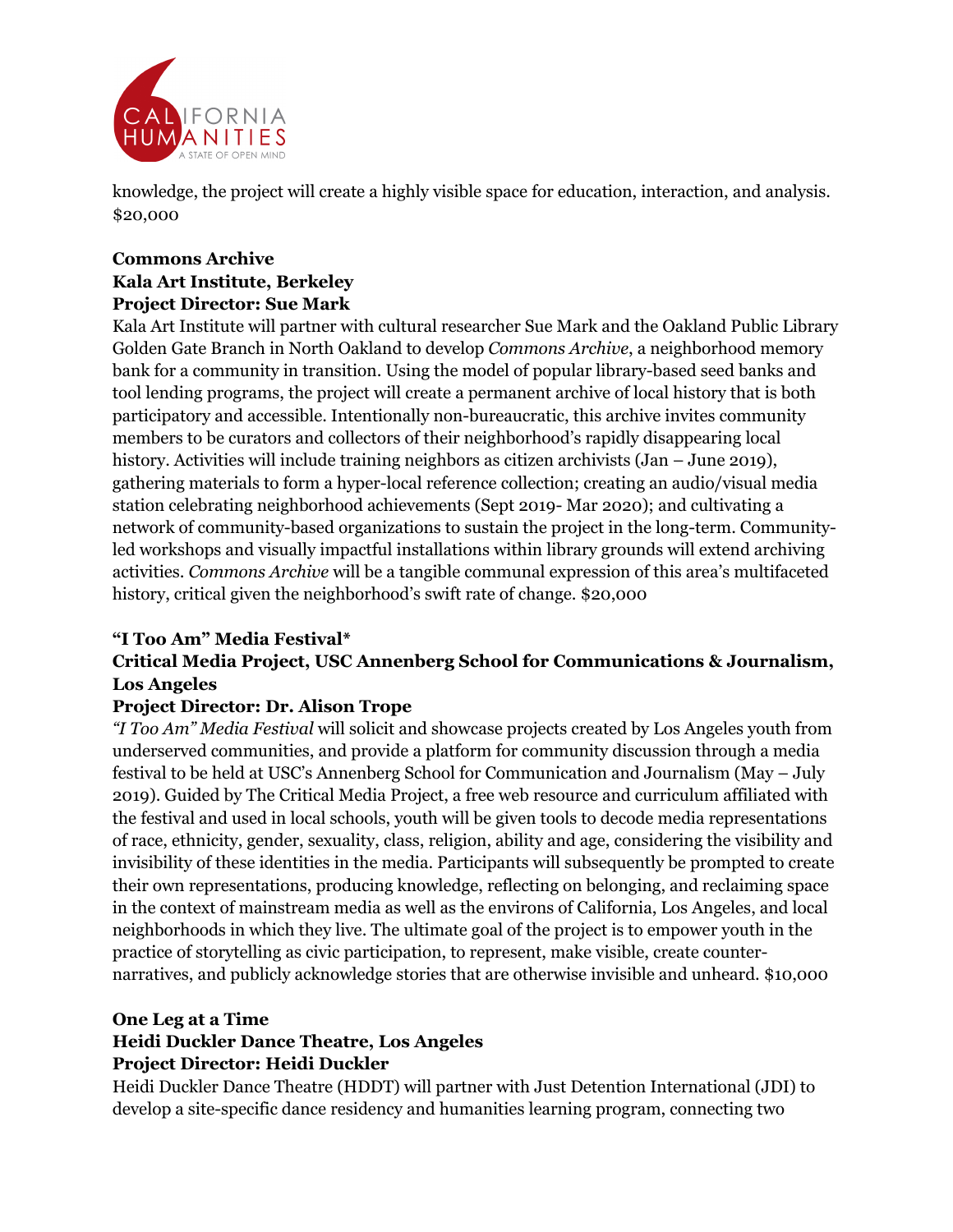knowledge, the project will create a highly visible space for education, interaction, and analysis. $20,000

**Commons Archive**
**Kala Art Institute, Berkeley**
**Project Director: Sue Mark**

Kala Art Institute will partner with cultural researcher Sue Mark and the Oakland Public Library Golden Gate Branch in North Oakland to develop *Commons Archive*, a neighborhood memory bank for a community in transition. Using the model of popular library-based seed banks and tool lending programs, the project will create a permanent archive of local history that is both participatory and accessible. Intentionally non-bureaucratic, this archive invites community members to be curators and collectors of their neighborhood's rapidly disappearing local history. Activities will include training neighbors as citizen archivists (Jan – June 2019), gathering materials to form a hyper-local reference collection; creating an audio/visual media station celebrating neighborhood achievements (Sept 2019- Mar 2020); and cultivating a network of community-based organizations to sustain the project in the long-term. Community-led workshops and visually impactful installations within library grounds will extend archiving activities. *Commons Archive* will be a tangible communal expression of this area's multifaceted history, critical given the neighborhood's swift rate of change. $20,000

**"I Too Am" Media Festival***
**Critical Media Project, USC Annenberg School for Communications & Journalism, Los Angeles**
**Project Director: Dr. Alison Trope**

*"I Too Am" Media Festival* will solicit and showcase projects created by Los Angeles youth from underserved communities, and provide a platform for community discussion through a media festival to be held at USC's Annenberg School for Communication and Journalism (May – July 2019). Guided by The Critical Media Project, a free web resource and curriculum affiliated with the festival and used in local schools, youth will be given tools to decode media representations of race, ethnicity, gender, sexuality, class, religion, ability and age, considering the visibility and invisibility of these identities in the media. Participants will subsequently be prompted to create their own representations, producing knowledge, reflecting on belonging, and reclaiming space in the context of mainstream media as well as the environs of California, Los Angeles, and local neighborhoods in which they live. The ultimate goal of the project is to empower youth in the practice of storytelling as civic participation, to represent, make visible, create counter-narratives, and publicly acknowledge stories that are otherwise invisible and unheard. $10,000

**One Leg at a Time**
**Heidi Duckler Dance Theatre, Los Angeles**
**Project Director: Heidi Duckler**

Heidi Duckler Dance Theatre (HDDT) will partner with Just Detention International (JDI) to develop a site-specific dance residency and humanities learning program, connecting two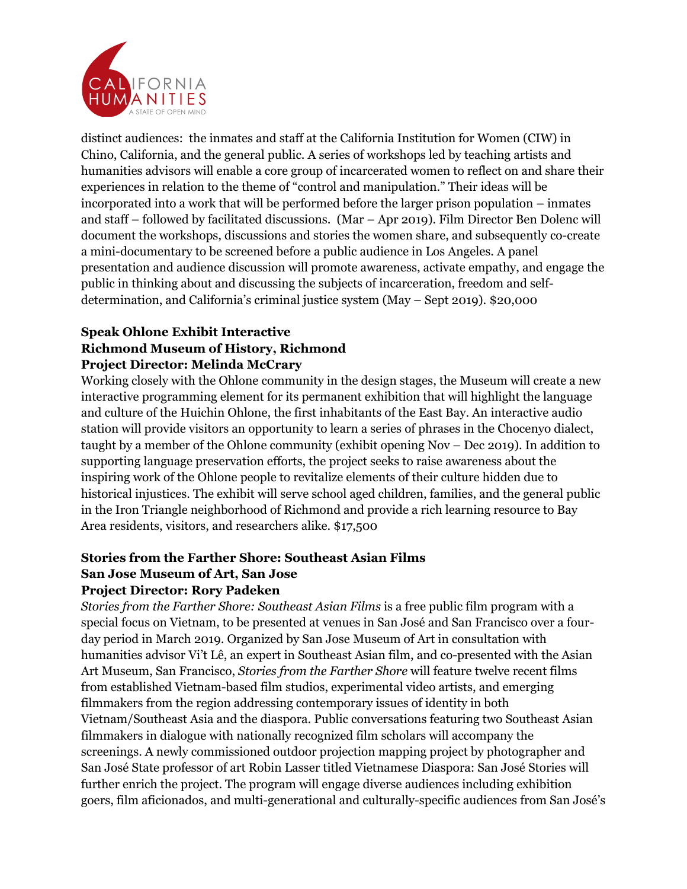distinct audiences: the inmates and staff at the California Institution for Women (CIW) in Chino, California, and the general public. A series of workshops led by teaching artists and humanities advisors will enable a core group of incarcerated women to reflect on and share their experiences in relation to the theme of "control and manipulation." Their ideas will be incorporated into a work that will be performed before the larger prison population – inmates and staff – followed by facilitated discussions. (Mar – Apr 2019). Film Director Ben Dolenc will document the workshops, discussions and stories the women share, and subsequently co-create a mini-documentary to be screened before a public audience in Los Angeles. A panel presentation and audience discussion will promote awareness, activate empathy, and engage the public in thinking about and discussing the subjects of incarceration, freedom and self-determination, and California's criminal justice system (May – Sept 2019). $20,000

**Speak Ohlone Exhibit Interactive**
**Richmond Museum of History, Richmond**
**Project Director: Melinda McCrary**

Working closely with the Ohlone community in the design stages, the Museum will create a new interactive programming element for its permanent exhibition that will highlight the language and culture of the Huichin Ohlone, the first inhabitants of the East Bay. An interactive audio station will provide visitors an opportunity to learn a series of phrases in the Chocenyo dialect, taught by a member of the Ohlone community (exhibit opening Nov – Dec 2019). In addition to supporting language preservation efforts, the project seeks to raise awareness about the inspiring work of the Ohlone people to revitalize elements of their culture hidden due to historical injustices. The exhibit will serve school aged children, families, and the general public in the Iron Triangle neighborhood of Richmond and provide a rich learning resource to Bay Area residents, visitors, and researchers alike. $17,500

**Stories from the Farther Shore: Southeast Asian Films**
**San Jose Museum of Art, San Jose**
**Project Director: Rory Padeken**

*Stories from the Farther Shore: Southeast Asian Films* is a free public film program with a special focus on Vietnam, to be presented at venues in San José and San Francisco over a four-day period in March 2019. Organized by San Jose Museum of Art in consultation with humanities advisor Vi't Lê, an expert in Southeast Asian film, and co-presented with the Asian Art Museum, San Francisco, *Stories from the Farther Shore* will feature twelve recent films from established Vietnam-based film studios, experimental video artists, and emerging filmmakers from the region addressing contemporary issues of identity in both Vietnam/Southeast Asia and the diaspora. Public conversations featuring two Southeast Asian filmmakers in dialogue with nationally recognized film scholars will accompany the screenings. A newly commissioned outdoor projection mapping project by photographer and San José State professor of art Robin Lasser titled Vietnamese Diaspora: San José Stories will further enrich the project. The program will engage diverse audiences including exhibition goers, film aficionados, and multi-generational and culturally-specific audiences from San José's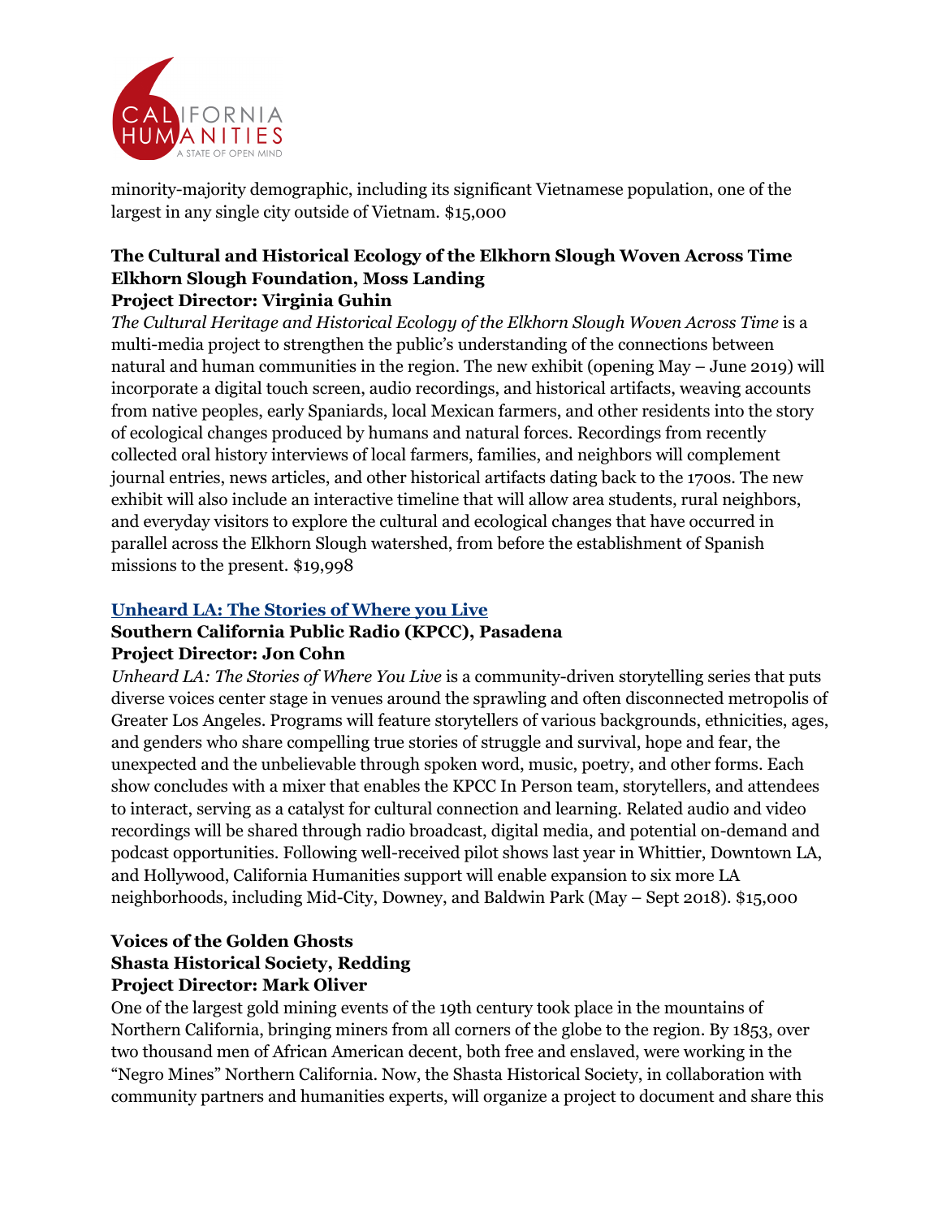minority-majority demographic, including its significant Vietnamese population, one of the largest in any single city outside of Vietnam. $15,000

**The Cultural and Historical Ecology of the Elkhorn Slough Woven Across Time**
**Elkhorn Slough Foundation, Moss Landing**
**Project Director: Virginia Guhin**

*The Cultural Heritage and Historical Ecology of the Elkhorn Slough Woven Across Time* is a multi-media project to strengthen the public's understanding of the connections between natural and human communities in the region. The new exhibit (opening May – June 2019) will incorporate a digital touch screen, audio recordings, and historical artifacts, weaving accounts from native peoples, early Spaniards, local Mexican farmers, and other residents into the story of ecological changes produced by humans and natural forces. Recordings from recently collected oral history interviews of local farmers, families, and neighbors will complement journal entries, news articles, and other historical artifacts dating back to the 1700s. The new exhibit will also include an interactive timeline that will allow area students, rural neighbors, and everyday visitors to explore the cultural and ecological changes that have occurred in parallel across the Elkhorn Slough watershed, from before the establishment of Spanish missions to the present. $19,998

**Unheard LA: The Stories of Where you Live**
**Southern California Public Radio (KPCC), Pasadena**
**Project Director: Jon Cohn**

*Unheard LA: The Stories of Where You Live* is a community-driven storytelling series that puts diverse voices center stage in venues around the sprawling and often disconnected metropolis of Greater Los Angeles. Programs will feature storytellers of various backgrounds, ethnicities, ages, and genders who share compelling true stories of struggle and survival, hope and fear, the unexpected and the unbelievable through spoken word, music, poetry, and other forms. Each show concludes with a mixer that enables the KPCC In Person team, storytellers, and attendees to interact, serving as a catalyst for cultural connection and learning. Related audio and video recordings will be shared through radio broadcast, digital media, and potential on-demand and podcast opportunities. Following well-received pilot shows last year in Whittier, Downtown LA, and Hollywood, California Humanities support will enable expansion to six more LA neighborhoods, including Mid-City, Downey, and Baldwin Park (May – Sept 2018). $15,000

**Voices of the Golden Ghosts**
**Shasta Historical Society, Redding**
**Project Director: Mark Oliver**

One of the largest gold mining events of the 19th century took place in the mountains of Northern California, bringing miners from all corners of the globe to the region. By 1853, over two thousand men of African American decent, both free and enslaved, were working in the "Negro Mines" Northern California. Now, the Shasta Historical Society, in collaboration with community partners and humanities experts, will organize a project to document and share this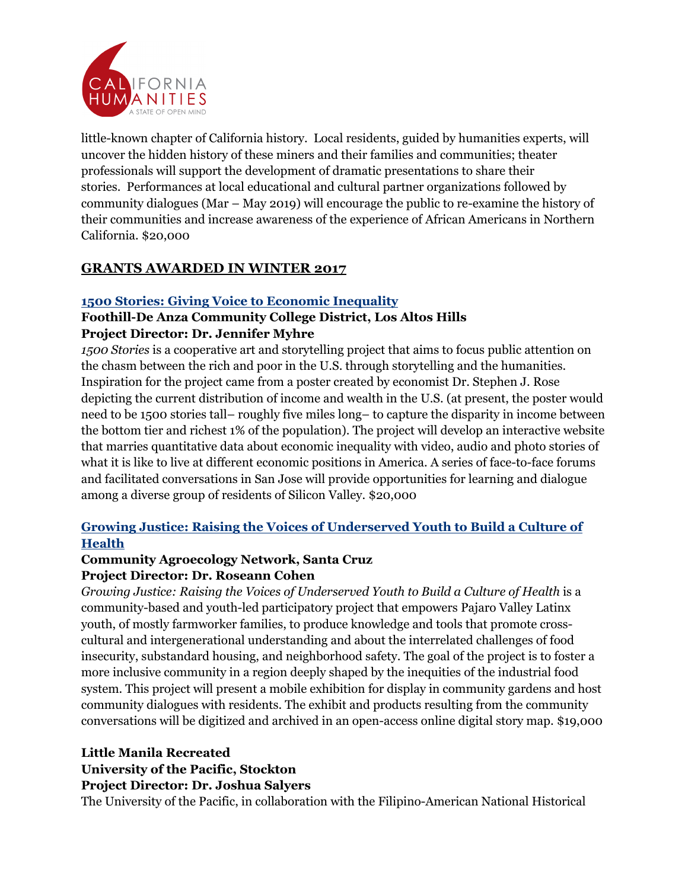little-known chapter of California history. Local residents, guided by humanities experts, will uncover the hidden history of these miners and their families and communities; theater professionals will support the development of dramatic presentations to share their stories. Performances at local educational and cultural partner organizations followed by community dialogues (Mar – May 2019) will encourage the public to re-examine the history of their communities and increase awareness of the experience of African Americans in Northern California. $20,000

## GRANTS AWARDED IN WINTER 2017

### 1500 Stories: Giving Voice to Economic Inequality

**Foothill-De Anza Community College District, Los Altos Hills**
**Project Director: Dr. Jennifer Myhre**

*1500 Stories* is a cooperative art and storytelling project that aims to focus public attention on the chasm between the rich and poor in the U.S. through storytelling and the humanities. Inspiration for the project came from a poster created by economist Dr. Stephen J. Rose depicting the current distribution of income and wealth in the U.S. (at present, the poster would need to be 1500 stories tall– roughly five miles long– to capture the disparity in income between the bottom tier and richest 1% of the population). The project will develop an interactive website that marries quantitative data about economic inequality with video, audio and photo stories of what it is like to live at different economic positions in America. A series of face-to-face forums and facilitated conversations in San Jose will provide opportunities for learning and dialogue among a diverse group of residents of Silicon Valley. $20,000

### Growing Justice: Raising the Voices of Underserved Youth to Build a Culture of Health

**Community Agroecology Network, Santa Cruz**
**Project Director: Dr. Roseann Cohen**

*Growing Justice: Raising the Voices of Underserved Youth to Build a Culture of Health* is a community-based and youth-led participatory project that empowers Pajaro Valley Latinx youth, of mostly farmworker families, to produce knowledge and tools that promote cross-cultural and intergenerational understanding and about the interrelated challenges of food insecurity, substandard housing, and neighborhood safety. The goal of the project is to foster a more inclusive community in a region deeply shaped by the inequities of the industrial food system. This project will present a mobile exhibition for display in community gardens and host community dialogues with residents. The exhibit and products resulting from the community conversations will be digitized and archived in an open-access online digital story map. $19,000

### Little Manila Recreated

**University of the Pacific, Stockton**
**Project Director: Dr. Joshua Salyers**

The University of the Pacific, in collaboration with the Filipino-American National Historical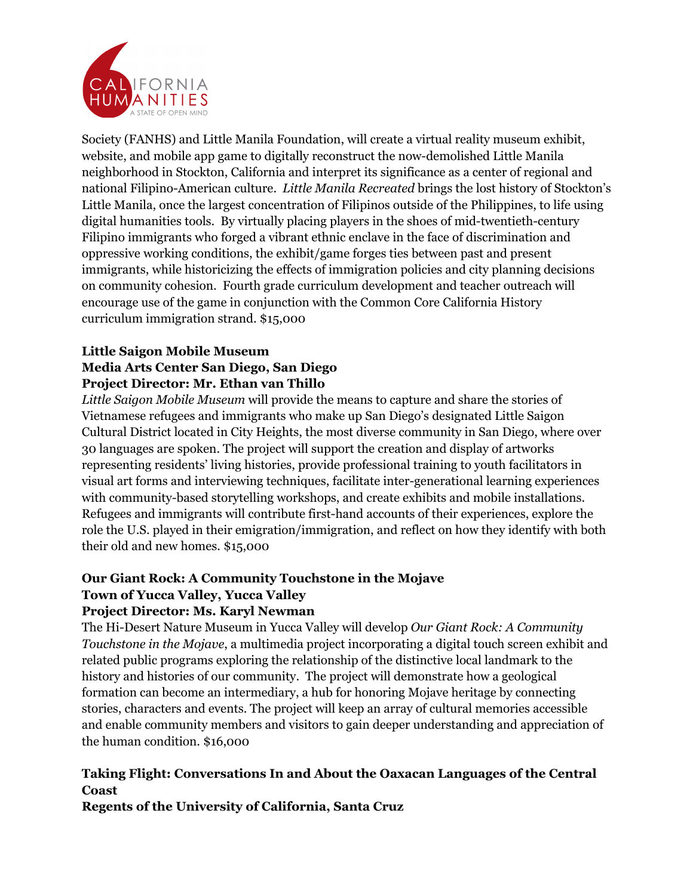Society (FANHS) and Little Manila Foundation, will create a virtual reality museum exhibit, website, and mobile app game to digitally reconstruct the now-demolished Little Manila neighborhood in Stockton, California and interpret its significance as a center of regional and national Filipino-American culture. *Little Manila Recreated* brings the lost history of Stockton's Little Manila, once the largest concentration of Filipinos outside of the Philippines, to life using digital humanities tools. By virtually placing players in the shoes of mid-twentieth-century Filipino immigrants who forged a vibrant ethnic enclave in the face of discrimination and oppressive working conditions, the exhibit/game forges ties between past and present immigrants, while historicizing the effects of immigration policies and city planning decisions on community cohesion. Fourth grade curriculum development and teacher outreach will encourage use of the game in conjunction with the Common Core California History curriculum immigration strand. $15,000

**Little Saigon Mobile Museum**
**Media Arts Center San Diego, San Diego**
**Project Director: Mr. Ethan van Thillo**

*Little Saigon Mobile Museum* will provide the means to capture and share the stories of Vietnamese refugees and immigrants who make up San Diego's designated Little Saigon Cultural District located in City Heights, the most diverse community in San Diego, where over 30 languages are spoken. The project will support the creation and display of artworks representing residents' living histories, provide professional training to youth facilitators in visual art forms and interviewing techniques, facilitate inter-generational learning experiences with community-based storytelling workshops, and create exhibits and mobile installations. Refugees and immigrants will contribute first-hand accounts of their experiences, explore the role the U.S. played in their emigration/immigration, and reflect on how they identify with both their old and new homes. $15,000

**Our Giant Rock: A Community Touchstone in the Mojave**
**Town of Yucca Valley, Yucca Valley**
**Project Director: Ms. Karyl Newman**

The Hi-Desert Nature Museum in Yucca Valley will develop *Our Giant Rock: A Community Touchstone in the Mojave*, a multimedia project incorporating a digital touch screen exhibit and related public programs exploring the relationship of the distinctive local landmark to the history and histories of our community. The project will demonstrate how a geological formation can become an intermediary, a hub for honoring Mojave heritage by connecting stories, characters and events. The project will keep an array of cultural memories accessible and enable community members and visitors to gain deeper understanding and appreciation of the human condition. $16,000

**Taking Flight: Conversations In and About the Oaxacan Languages of the Central Coast**
**Regents of the University of California, Santa Cruz**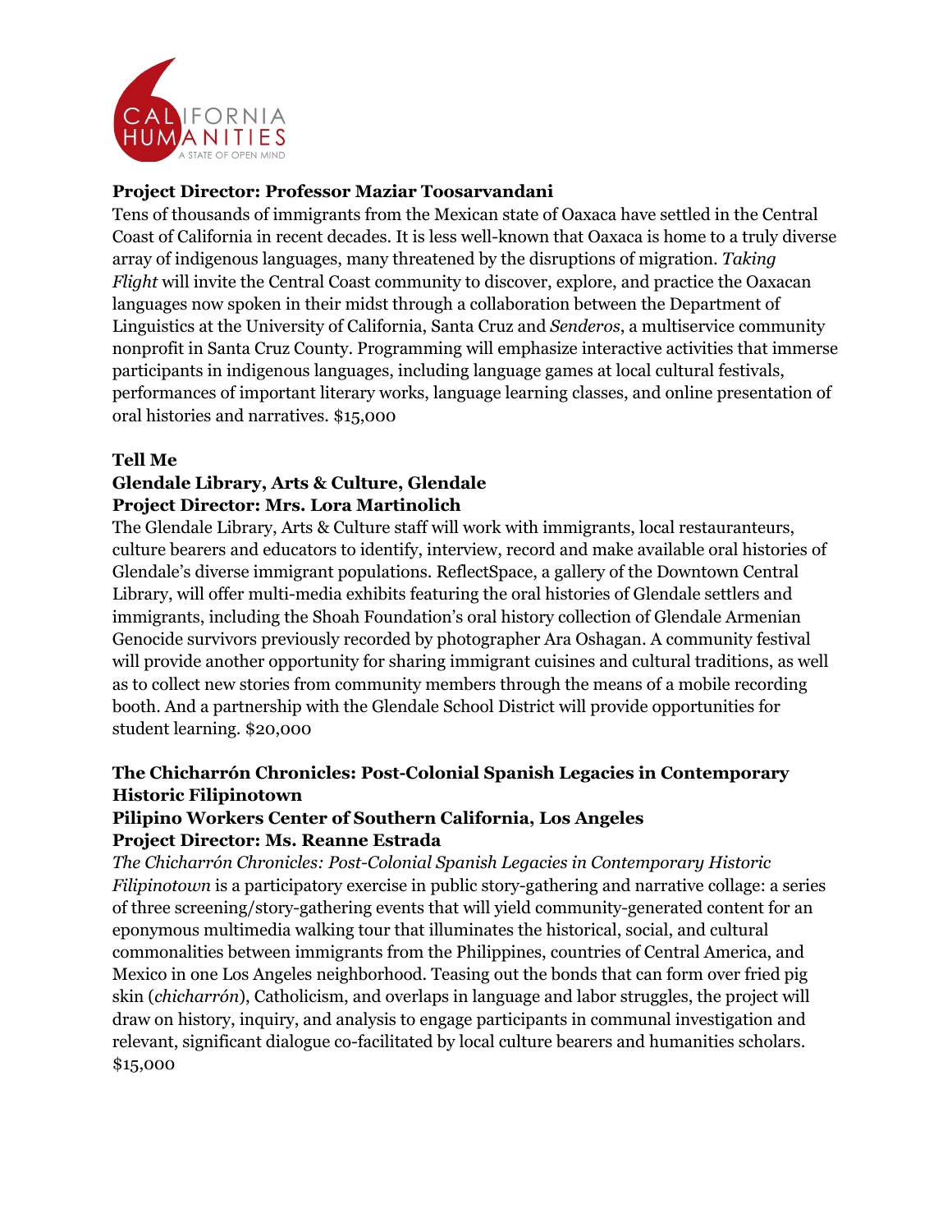**Project Director: Professor Maziar Toosarvandani**

Tens of thousands of immigrants from the Mexican state of Oaxaca have settled in the Central Coast of California in recent decades. It is less well-known that Oaxaca is home to a truly diverse array of indigenous languages, many threatened by the disruptions of migration. *Taking Flight* will invite the Central Coast community to discover, explore, and practice the Oaxacan languages now spoken in their midst through a collaboration between the Department of Linguistics at the University of California, Santa Cruz and *Senderos*, a multiservice community nonprofit in Santa Cruz County. Programming will emphasize interactive activities that immerse participants in indigenous languages, including language games at local cultural festivals, performances of important literary works, language learning classes, and online presentation of oral histories and narratives. $15,000

**Tell Me**
**Glendale Library, Arts & Culture, Glendale**
**Project Director: Mrs. Lora Martinolich**

The Glendale Library, Arts & Culture staff will work with immigrants, local restauranteurs, culture bearers and educators to identify, interview, record and make available oral histories of Glendale's diverse immigrant populations. ReflectSpace, a gallery of the Downtown Central Library, will offer multi-media exhibits featuring the oral histories of Glendale settlers and immigrants, including the Shoah Foundation's oral history collection of Glendale Armenian Genocide survivors previously recorded by photographer Ara Oshagan. A community festival will provide another opportunity for sharing immigrant cuisines and cultural traditions, as well as to collect new stories from community members through the means of a mobile recording booth. And a partnership with the Glendale School District will provide opportunities for student learning. $20,000

**The Chicharrón Chronicles: Post-Colonial Spanish Legacies in Contemporary Historic Filipinotown**
**Pilipino Workers Center of Southern California, Los Angeles**
**Project Director: Ms. Reanne Estrada**

*The Chicharrón Chronicles: Post-Colonial Spanish Legacies in Contemporary Historic Filipinotown* is a participatory exercise in public story-gathering and narrative collage: a series of three screening/story-gathering events that will yield community-generated content for an eponymous multimedia walking tour that illuminates the historical, social, and cultural commonalities between immigrants from the Philippines, countries of Central America, and Mexico in one Los Angeles neighborhood. Teasing out the bonds that can form over fried pig skin (*chicharrón*), Catholicism, and overlaps in language and labor struggles, the project will draw on history, inquiry, and analysis to engage participants in communal investigation and relevant, significant dialogue co-facilitated by local culture bearers and humanities scholars. $15,000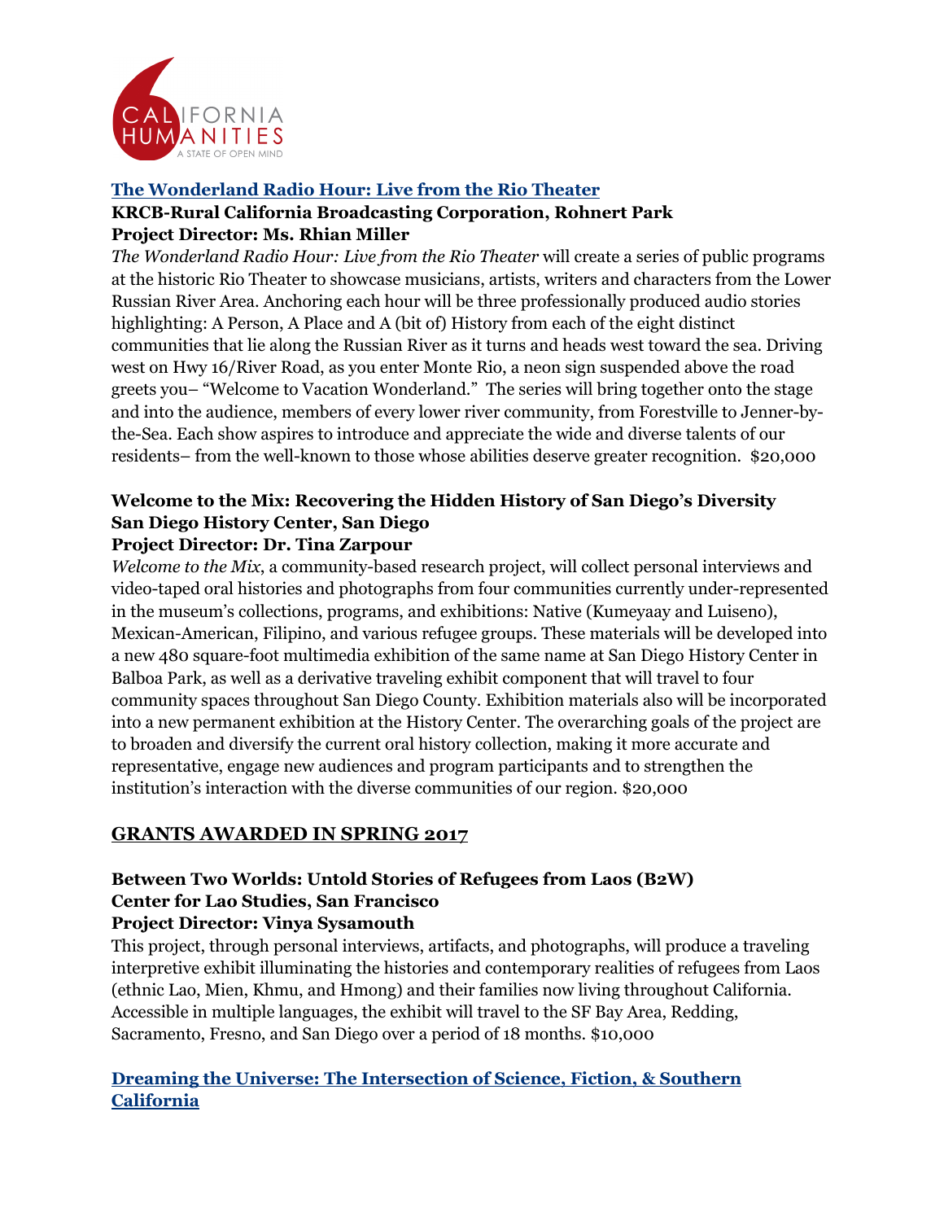**The Wonderland Radio Hour: Live from the Rio Theater**

**KRCB-Rural California Broadcasting Corporation, Rohnert Park**
**Project Director: Ms. Rhian Miller**

*The Wonderland Radio Hour: Live from the Rio Theater* will create a series of public programs at the historic Rio Theater to showcase musicians, artists, writers and characters from the Lower Russian River Area. Anchoring each hour will be three professionally produced audio stories highlighting: A Person, A Place and A (bit of) History from each of the eight distinct communities that lie along the Russian River as it turns and heads west toward the sea. Driving west on Hwy 16/River Road, as you enter Monte Rio, a neon sign suspended above the road greets you– "Welcome to Vacation Wonderland." The series will bring together onto the stage and into the audience, members of every lower river community, from Forestville to Jenner-by-the-Sea. Each show aspires to introduce and appreciate the wide and diverse talents of our residents– from the well-known to those whose abilities deserve greater recognition. $20,000

**Welcome to the Mix: Recovering the Hidden History of San Diego's Diversity**
**San Diego History Center, San Diego**
**Project Director: Dr. Tina Zarpour**

*Welcome to the Mix*, a community-based research project, will collect personal interviews and video-taped oral histories and photographs from four communities currently under-represented in the museum's collections, programs, and exhibitions: Native (Kumeyaay and Luiseno), Mexican-American, Filipino, and various refugee groups. These materials will be developed into a new 480 square-foot multimedia exhibition of the same name at San Diego History Center in Balboa Park, as well as a derivative traveling exhibit component that will travel to four community spaces throughout San Diego County. Exhibition materials also will be incorporated into a new permanent exhibition at the History Center. The overarching goals of the project are to broaden and diversify the current oral history collection, making it more accurate and representative, engage new audiences and program participants and to strengthen the institution's interaction with the diverse communities of our region. $20,000

## GRANTS AWARDED IN SPRING 2017

**Between Two Worlds: Untold Stories of Refugees from Laos (B2W)**
**Center for Lao Studies, San Francisco**
**Project Director: Vinya Sysamouth**

This project, through personal interviews, artifacts, and photographs, will produce a traveling interpretive exhibit illuminating the histories and contemporary realities of refugees from Laos (ethnic Lao, Mien, Khmu, and Hmong) and their families now living throughout California. Accessible in multiple languages, the exhibit will travel to the SF Bay Area, Redding, Sacramento, Fresno, and San Diego over a period of 18 months. $10,000

**Dreaming the Universe: The Intersection of Science, Fiction, & Southern California**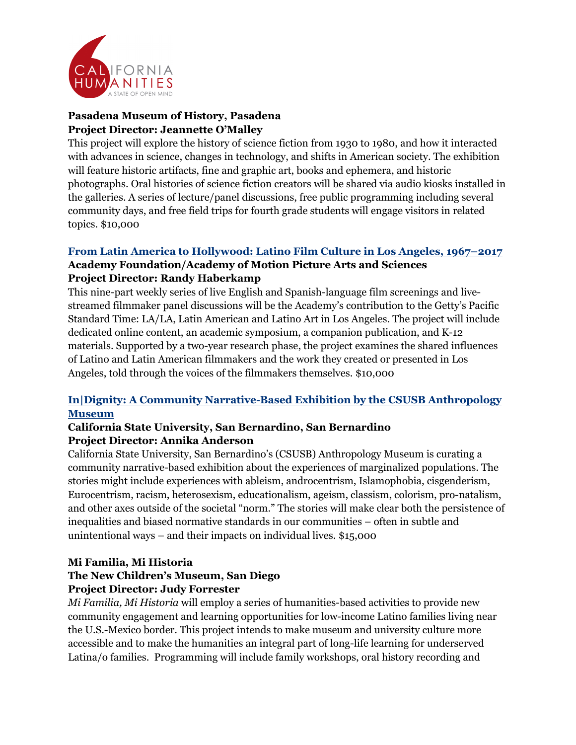**Pasadena Museum of History, Pasadena**
**Project Director: Jeannette O'Malley**

This project will explore the history of science fiction from 1930 to 1980, and how it interacted with advances in science, changes in technology, and shifts in American society. The exhibition will feature historic artifacts, fine and graphic art, books and ephemera, and historic photographs. Oral histories of science fiction creators will be shared via audio kiosks installed in the galleries. A series of lecture/panel discussions, free public programming including several community days, and free field trips for fourth grade students will engage visitors in related topics. $10,000

**From Latin America to Hollywood: Latino Film Culture in Los Angeles, 1967–2017**
**Academy Foundation/Academy of Motion Picture Arts and Sciences**
**Project Director: Randy Haberkamp**

This nine-part weekly series of live English and Spanish-language film screenings and live-streamed filmmaker panel discussions will be the Academy's contribution to the Getty's Pacific Standard Time: LA/LA, Latin American and Latino Art in Los Angeles. The project will include dedicated online content, an academic symposium, a companion publication, and K-12 materials. Supported by a two-year research phase, the project examines the shared influences of Latino and Latin American filmmakers and the work they created or presented in Los Angeles, told through the voices of the filmmakers themselves. $10,000

**In|Dignity: A Community Narrative-Based Exhibition by the CSUSB Anthropology Museum**
**California State University, San Bernardino, San Bernardino**
**Project Director: Annika Anderson**

California State University, San Bernardino's (CSUSB) Anthropology Museum is curating a community narrative-based exhibition about the experiences of marginalized populations. The stories might include experiences with ableism, androcentrism, Islamophobia, cisgenderism, Eurocentrism, racism, heterosexism, educationalism, ageism, classism, colorism, pro-natalism, and other axes outside of the societal "norm." The stories will make clear both the persistence of inequalities and biased normative standards in our communities – often in subtle and unintentional ways – and their impacts on individual lives. $15,000

**Mi Familia, Mi Historia**
**The New Children's Museum, San Diego**
**Project Director: Judy Forrester**

*Mi Familia, Mi Historia* will employ a series of humanities-based activities to provide new community engagement and learning opportunities for low-income Latino families living near the U.S.-Mexico border. This project intends to make museum and university culture more accessible and to make the humanities an integral part of long-life learning for underserved Latina/o families. Programming will include family workshops, oral history recording and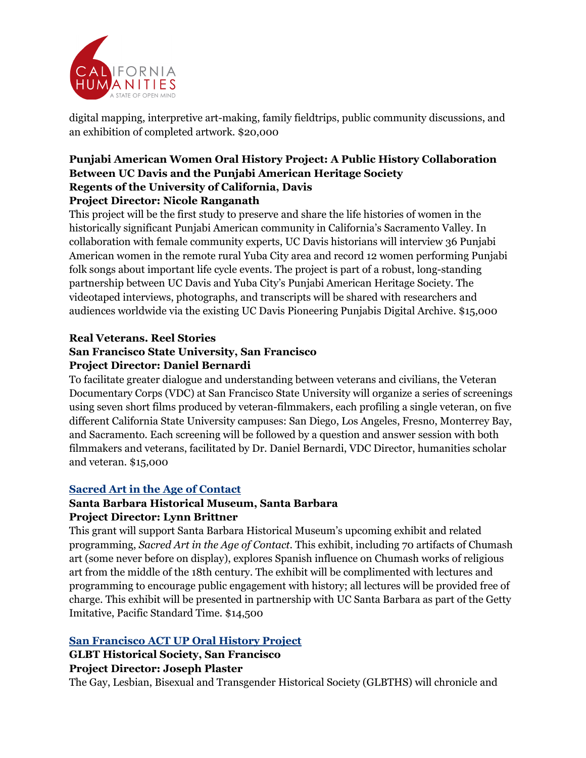digital mapping, interpretive art-making, family fieldtrips, public community discussions, and an exhibition of completed artwork. $20,000

**Punjabi American Women Oral History Project: A Public History Collaboration Between UC Davis and the Punjabi American Heritage Society**
**Regents of the University of California, Davis**
**Project Director: Nicole Ranganath**

This project will be the first study to preserve and share the life histories of women in the historically significant Punjabi American community in California's Sacramento Valley. In collaboration with female community experts, UC Davis historians will interview 36 Punjabi American women in the remote rural Yuba City area and record 12 women performing Punjabi folk songs about important life cycle events. The project is part of a robust, long-standing partnership between UC Davis and Yuba City's Punjabi American Heritage Society. The videotaped interviews, photographs, and transcripts will be shared with researchers and audiences worldwide via the existing UC Davis Pioneering Punjabis Digital Archive. $15,000

**Real Veterans. Reel Stories**
**San Francisco State University, San Francisco**
**Project Director: Daniel Bernardi**

To facilitate greater dialogue and understanding between veterans and civilians, the Veteran Documentary Corps (VDC) at San Francisco State University will organize a series of screenings using seven short films produced by veteran-filmmakers, each profiling a single veteran, on five different California State University campuses: San Diego, Los Angeles, Fresno, Monterrey Bay, and Sacramento. Each screening will be followed by a question and answer session with both filmmakers and veterans, facilitated by Dr. Daniel Bernardi, VDC Director, humanities scholar and veteran. $15,000

**Sacred Art in the Age of Contact**
**Santa Barbara Historical Museum, Santa Barbara**
**Project Director: Lynn Brittner**

This grant will support Santa Barbara Historical Museum's upcoming exhibit and related programming, *Sacred Art in the Age of Contact*. This exhibit, including 70 artifacts of Chumash art (some never before on display), explores Spanish influence on Chumash works of religious art from the middle of the 18th century. The exhibit will be complimented with lectures and programming to encourage public engagement with history; all lectures will be provided free of charge. This exhibit will be presented in partnership with UC Santa Barbara as part of the Getty Imitative, Pacific Standard Time. $14,500

**San Francisco ACT UP Oral History Project**
**GLBT Historical Society, San Francisco**
**Project Director: Joseph Plaster**

The Gay, Lesbian, Bisexual and Transgender Historical Society (GLBTHS) will chronicle and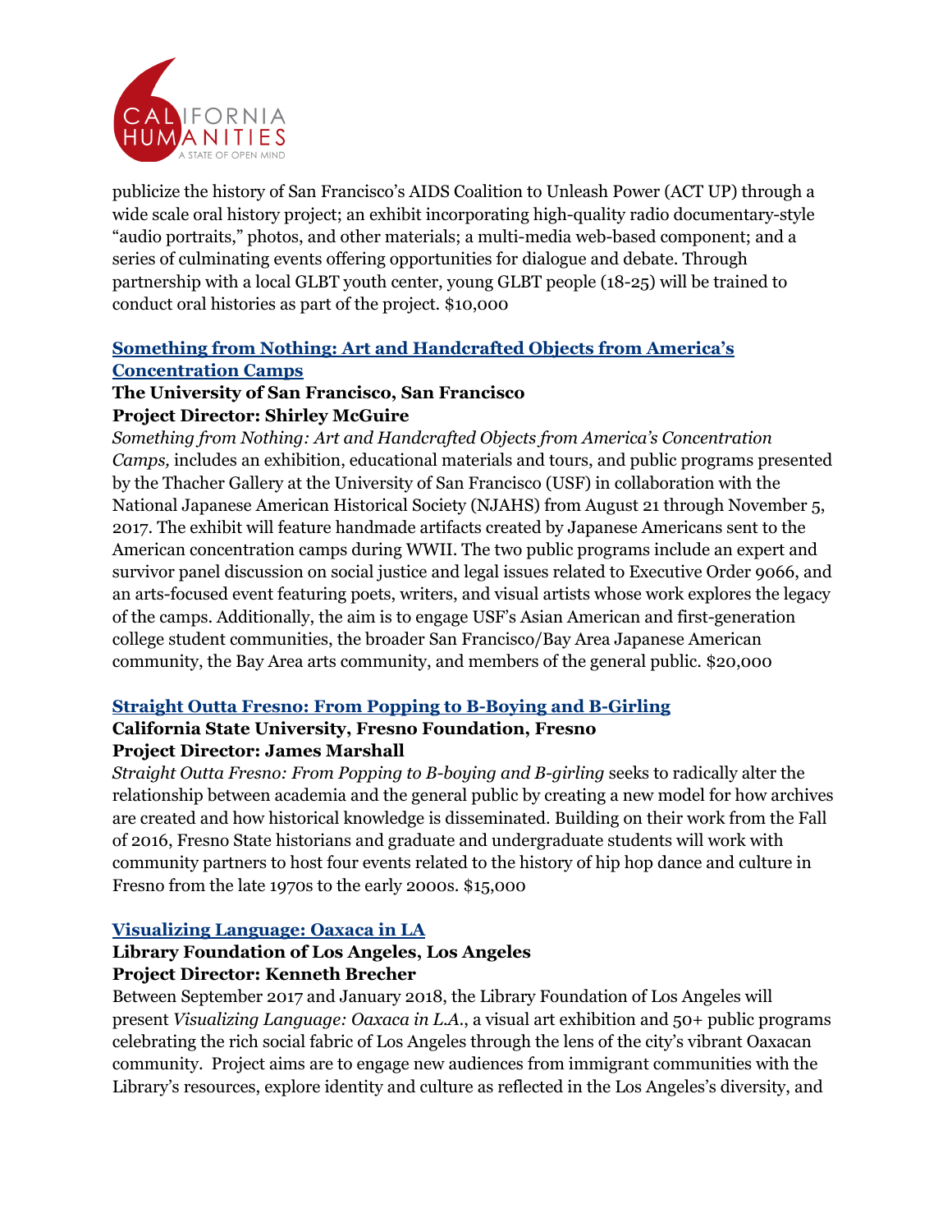publicize the history of San Francisco's AIDS Coalition to Unleash Power (ACT UP) through a wide scale oral history project; an exhibit incorporating high-quality radio documentary-style "audio portraits," photos, and other materials; a multi-media web-based component; and a series of culminating events offering opportunities for dialogue and debate. Through partnership with a local GLBT youth center, young GLBT people (18-25) will be trained to conduct oral histories as part of the project. $10,000

### Something from Nothing: Art and Handcrafted Objects from America's Concentration Camps

**The University of San Francisco, San Francisco**
**Project Director: Shirley McGuire**

*Something from Nothing: Art and Handcrafted Objects from America's Concentration Camps,* includes an exhibition, educational materials and tours, and public programs presented by the Thacher Gallery at the University of San Francisco (USF) in collaboration with the National Japanese American Historical Society (NJAHS) from August 21 through November 5, 2017. The exhibit will feature handmade artifacts created by Japanese Americans sent to the American concentration camps during WWII. The two public programs include an expert and survivor panel discussion on social justice and legal issues related to Executive Order 9066, and an arts-focused event featuring poets, writers, and visual artists whose work explores the legacy of the camps. Additionally, the aim is to engage USF's Asian American and first-generation college student communities, the broader San Francisco/Bay Area Japanese American community, the Bay Area arts community, and members of the general public. $20,000

### Straight Outta Fresno: From Popping to B-Boying and B-Girling

**California State University, Fresno Foundation, Fresno**
**Project Director: James Marshall**

*Straight Outta Fresno: From Popping to B-boying and B-girling* seeks to radically alter the relationship between academia and the general public by creating a new model for how archives are created and how historical knowledge is disseminated. Building on their work from the Fall of 2016, Fresno State historians and graduate and undergraduate students will work with community partners to host four events related to the history of hip hop dance and culture in Fresno from the late 1970s to the early 2000s. $15,000

### Visualizing Language: Oaxaca in LA

**Library Foundation of Los Angeles, Los Angeles**
**Project Director: Kenneth Brecher**

Between September 2017 and January 2018, the Library Foundation of Los Angeles will present *Visualizing Language: Oaxaca in L.A.*, a visual art exhibition and 50+ public programs celebrating the rich social fabric of Los Angeles through the lens of the city's vibrant Oaxacan community. Project aims are to engage new audiences from immigrant communities with the Library's resources, explore identity and culture as reflected in the Los Angeles's diversity, and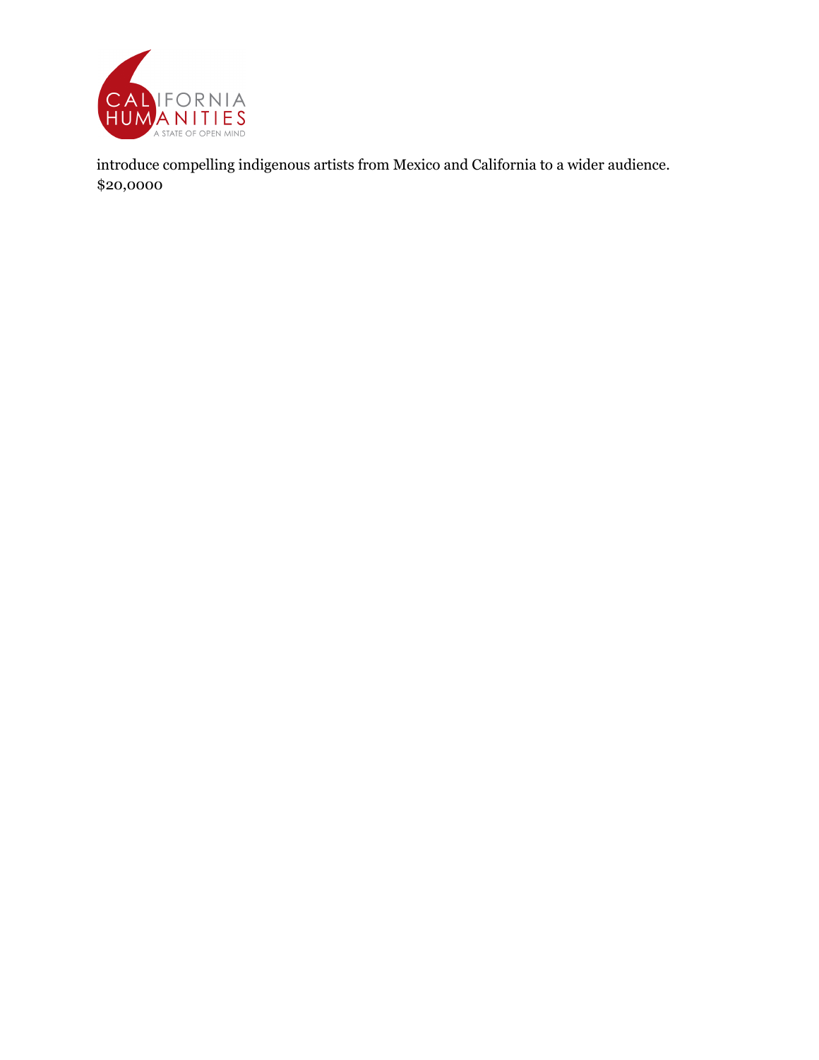introduce compelling indigenous artists from Mexico and California to a wider audience.
$20,0000